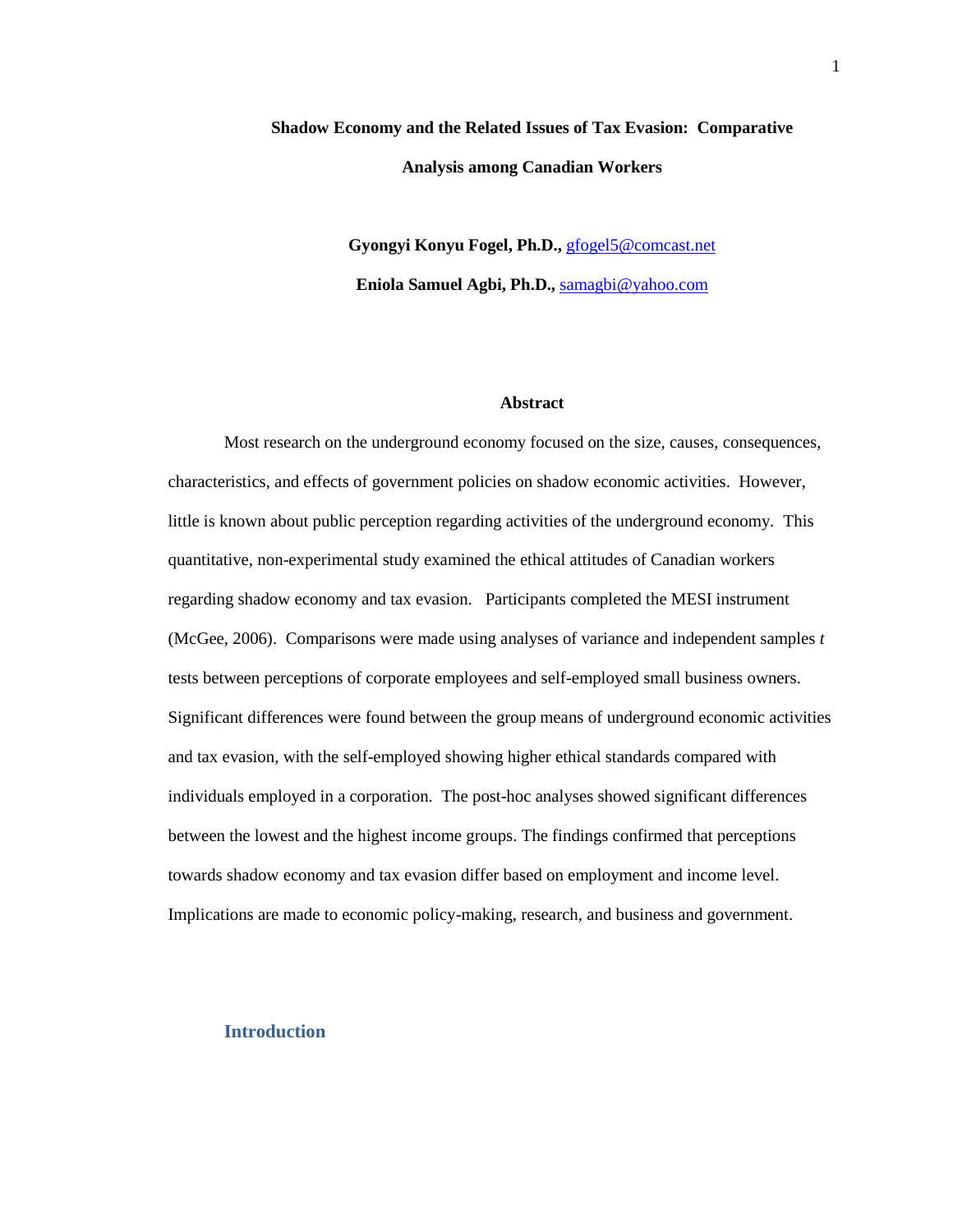# Shadow Economy and the Related Issues of Tax Evasion: Comparative Analysis among Canadian Workers

**Gyongyi Konyu Fogel, Ph.D.,** gfogel5@comcast.net

**Eniola Samuel Agbi, Ph.D.,** samagbi@yahoo.com

## Abstract

Most research on the underground economy focused on the size, causes, consequences, characteristics, and effects of government policies on shadow economic activities. However, little is known about public perception regarding activities of the underground economy. This quantitative, non-experimental study examined the ethical attitudes of Canadian workers regarding shadow economy and tax evasion. Participants completed the MESI instrument (McGee, 2006). Comparisons were made using analyses of variance and independent samples *t* tests between perceptions of corporate employees and self-employed small business owners. Significant differences were found between the group means of underground economic activities and tax evasion, with the self-employed showing higher ethical standards compared with individuals employed in a corporation. The post-hoc analyses showed significant differences between the lowest and the highest income groups. The findings confirmed that perceptions towards shadow economy and tax evasion differ based on employment and income level. Implications are made to economic policy-making, research, and business and government.

## Introduction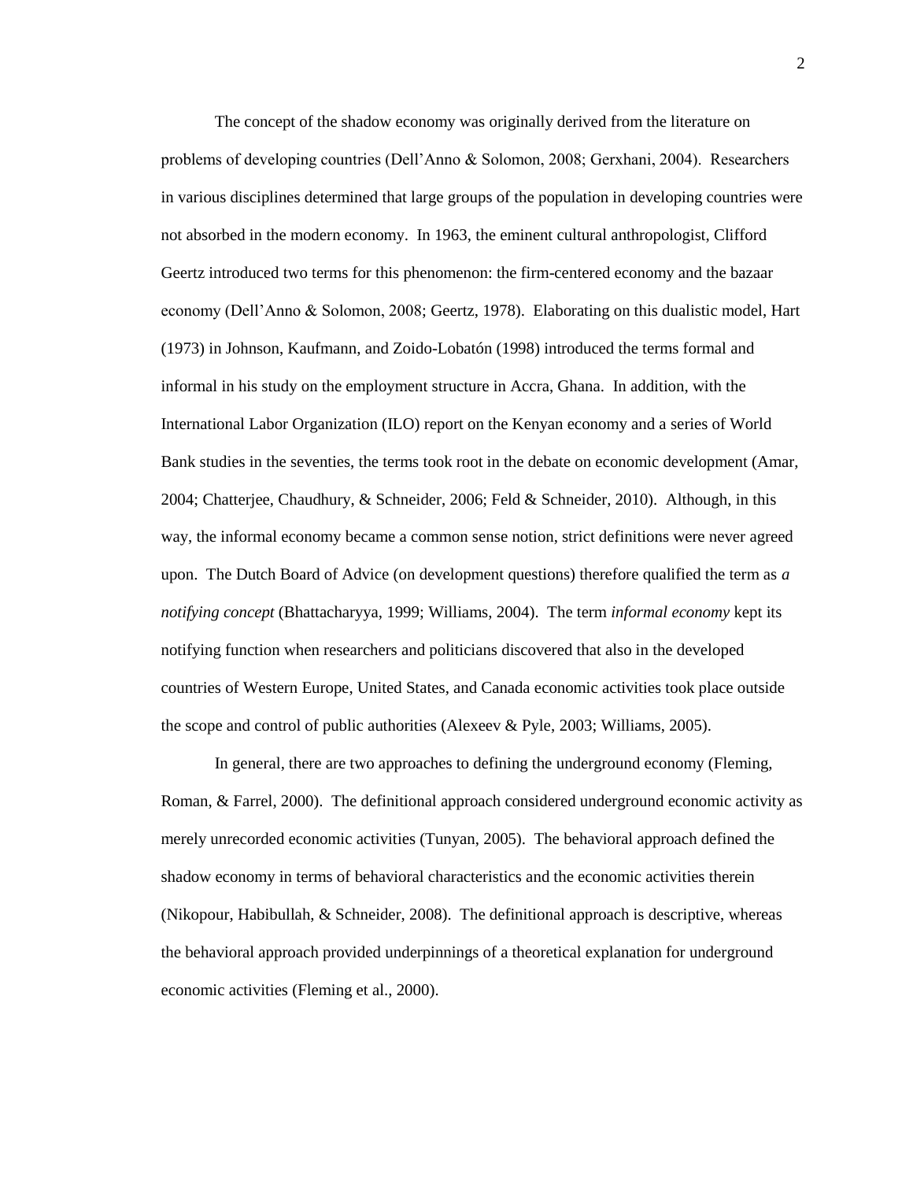The concept of the shadow economy was originally derived from the literature on problems of developing countries (Dell'Anno & Solomon, 2008; Gerxhani, 2004). Researchers in various disciplines determined that large groups of the population in developing countries were not absorbed in the modern economy. In 1963, the eminent cultural anthropologist, Clifford Geertz introduced two terms for this phenomenon: the firm-centered economy and the bazaar economy (Dell'Anno & Solomon, 2008; Geertz, 1978). Elaborating on this dualistic model, Hart (1973) in Johnson, Kaufmann, and Zoido-Lobatón (1998) introduced the terms formal and informal in his study on the employment structure in Accra, Ghana. In addition, with the International Labor Organization (ILO) report on the Kenyan economy and a series of World Bank studies in the seventies, the terms took root in the debate on economic development (Amar, 2004; Chatterjee, Chaudhury, & Schneider, 2006; Feld & Schneider, 2010). Although, in this way, the informal economy became a common sense notion, strict definitions were never agreed upon. The Dutch Board of Advice (on development questions) therefore qualified the term as *a notifying concept* (Bhattacharyya, 1999; Williams, 2004). The term *informal economy* kept its notifying function when researchers and politicians discovered that also in the developed countries of Western Europe, United States, and Canada economic activities took place outside the scope and control of public authorities (Alexeev & Pyle, 2003; Williams, 2005).

In general, there are two approaches to defining the underground economy (Fleming, Roman, & Farrel, 2000). The definitional approach considered underground economic activity as merely unrecorded economic activities (Tunyan, 2005). The behavioral approach defined the shadow economy in terms of behavioral characteristics and the economic activities therein (Nikopour, Habibullah, & Schneider, 2008). The definitional approach is descriptive, whereas the behavioral approach provided underpinnings of a theoretical explanation for underground economic activities (Fleming et al., 2000).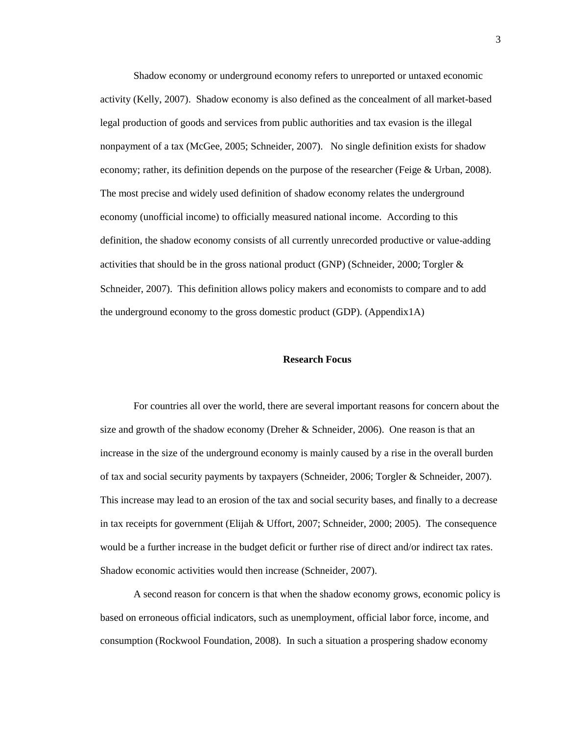Shadow economy or underground economy refers to unreported or untaxed economic activity (Kelly, 2007). Shadow economy is also defined as the concealment of all market-based legal production of goods and services from public authorities and tax evasion is the illegal nonpayment of a tax (McGee, 2005; Schneider, 2007). No single definition exists for shadow economy; rather, its definition depends on the purpose of the researcher (Feige & Urban, 2008). The most precise and widely used definition of shadow economy relates the underground economy (unofficial income) to officially measured national income. According to this definition, the shadow economy consists of all currently unrecorded productive or value-adding activities that should be in the gross national product (GNP) (Schneider, 2000; Torgler & Schneider, 2007). This definition allows policy makers and economists to compare and to add the underground economy to the gross domestic product (GDP). (Appendix1A)

## Research Focus

For countries all over the world, there are several important reasons for concern about the size and growth of the shadow economy (Dreher & Schneider, 2006). One reason is that an increase in the size of the underground economy is mainly caused by a rise in the overall burden of tax and social security payments by taxpayers (Schneider, 2006; Torgler & Schneider, 2007). This increase may lead to an erosion of the tax and social security bases, and finally to a decrease in tax receipts for government (Elijah & Uffort, 2007; Schneider, 2000; 2005). The consequence would be a further increase in the budget deficit or further rise of direct and/or indirect tax rates. Shadow economic activities would then increase (Schneider, 2007).

A second reason for concern is that when the shadow economy grows, economic policy is based on erroneous official indicators, such as unemployment, official labor force, income, and consumption (Rockwool Foundation, 2008). In such a situation a prospering shadow economy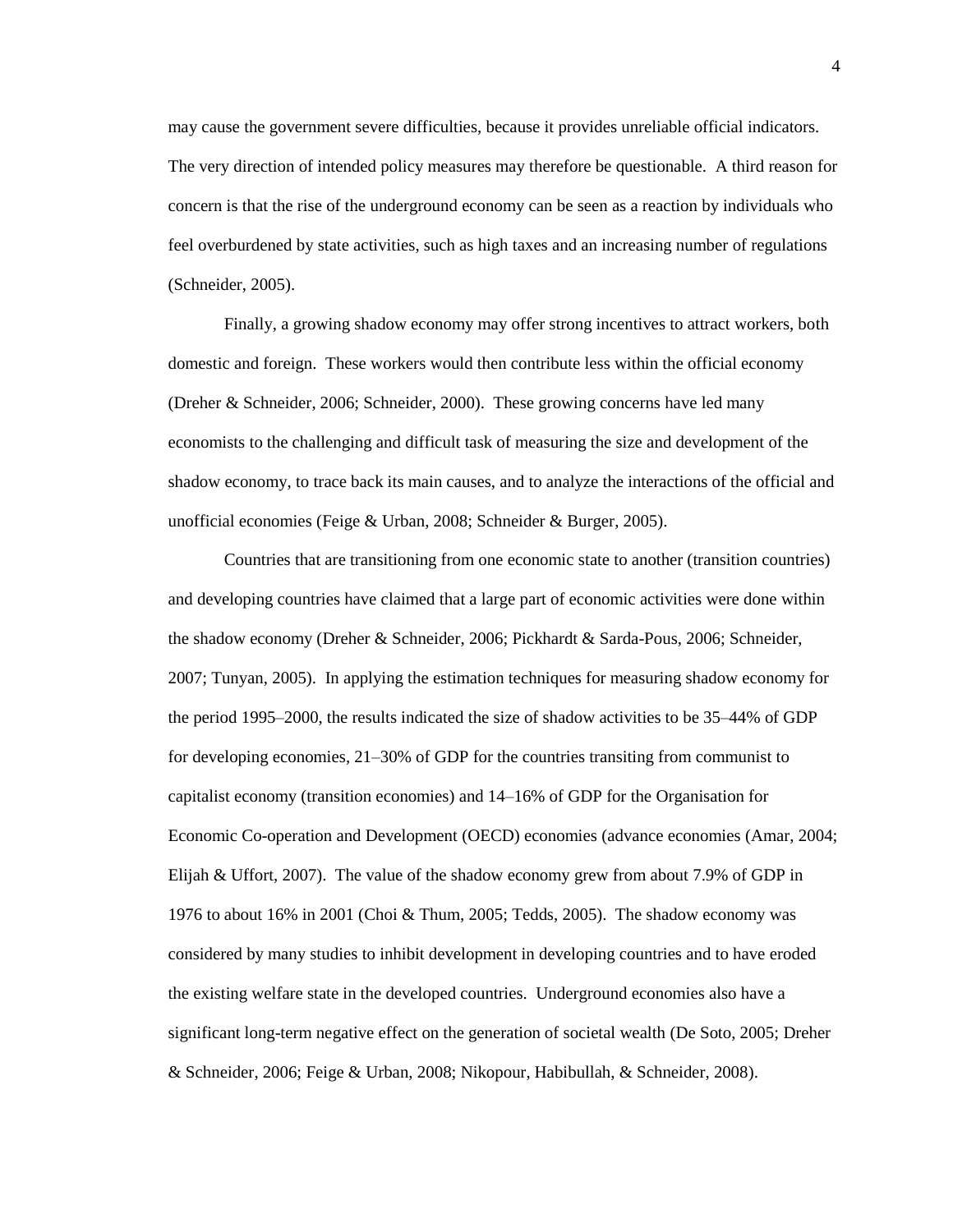may cause the government severe difficulties, because it provides unreliable official indicators. The very direction of intended policy measures may therefore be questionable. A third reason for concern is that the rise of the underground economy can be seen as a reaction by individuals who feel overburdened by state activities, such as high taxes and an increasing number of regulations (Schneider, 2005).

Finally, a growing shadow economy may offer strong incentives to attract workers, both domestic and foreign. These workers would then contribute less within the official economy (Dreher & Schneider, 2006; Schneider, 2000). These growing concerns have led many economists to the challenging and difficult task of measuring the size and development of the shadow economy, to trace back its main causes, and to analyze the interactions of the official and unofficial economies (Feige & Urban, 2008; Schneider & Burger, 2005).

Countries that are transitioning from one economic state to another (transition countries) and developing countries have claimed that a large part of economic activities were done within the shadow economy (Dreher & Schneider, 2006; Pickhardt & Sarda-Pous, 2006; Schneider, 2007; Tunyan, 2005). In applying the estimation techniques for measuring shadow economy for the period 1995–2000, the results indicated the size of shadow activities to be 35–44% of GDP for developing economies, 21–30% of GDP for the countries transiting from communist to capitalist economy (transition economies) and 14–16% of GDP for the Organisation for Economic Co-operation and Development (OECD) economies (advance economies (Amar, 2004; Elijah & Uffort, 2007). The value of the shadow economy grew from about 7.9% of GDP in 1976 to about 16% in 2001 (Choi & Thum, 2005; Tedds, 2005). The shadow economy was considered by many studies to inhibit development in developing countries and to have eroded the existing welfare state in the developed countries. Underground economies also have a significant long-term negative effect on the generation of societal wealth (De Soto, 2005; Dreher & Schneider, 2006; Feige & Urban, 2008; Nikopour, Habibullah, & Schneider, 2008).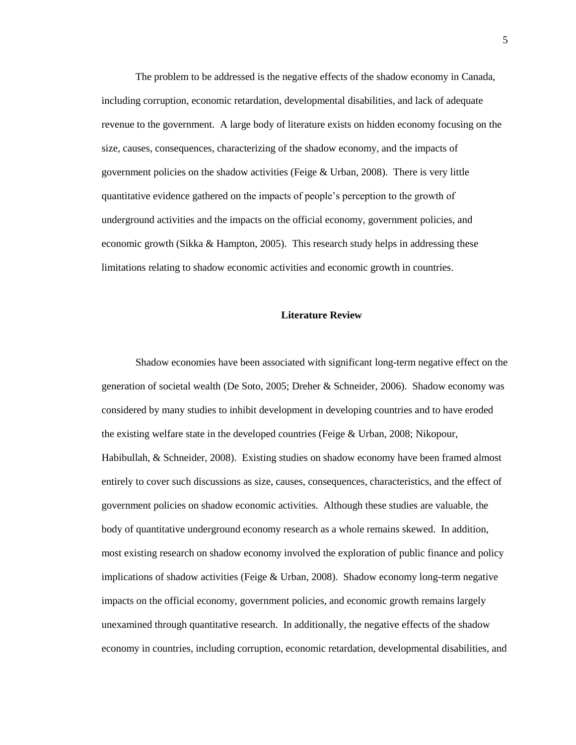The problem to be addressed is the negative effects of the shadow economy in Canada, including corruption, economic retardation, developmental disabilities, and lack of adequate revenue to the government. A large body of literature exists on hidden economy focusing on the size, causes, consequences, characterizing of the shadow economy, and the impacts of government policies on the shadow activities (Feige & Urban, 2008). There is very little quantitative evidence gathered on the impacts of people's perception to the growth of underground activities and the impacts on the official economy, government policies, and economic growth (Sikka & Hampton, 2005). This research study helps in addressing these limitations relating to shadow economic activities and economic growth in countries.

## Literature Review

Shadow economies have been associated with significant long-term negative effect on the generation of societal wealth (De Soto, 2005; Dreher & Schneider, 2006). Shadow economy was considered by many studies to inhibit development in developing countries and to have eroded the existing welfare state in the developed countries (Feige & Urban, 2008; Nikopour, Habibullah, & Schneider, 2008). Existing studies on shadow economy have been framed almost entirely to cover such discussions as size, causes, consequences, characteristics, and the effect of government policies on shadow economic activities. Although these studies are valuable, the body of quantitative underground economy research as a whole remains skewed. In addition, most existing research on shadow economy involved the exploration of public finance and policy implications of shadow activities (Feige & Urban, 2008). Shadow economy long-term negative impacts on the official economy, government policies, and economic growth remains largely unexamined through quantitative research. In additionally, the negative effects of the shadow economy in countries, including corruption, economic retardation, developmental disabilities, and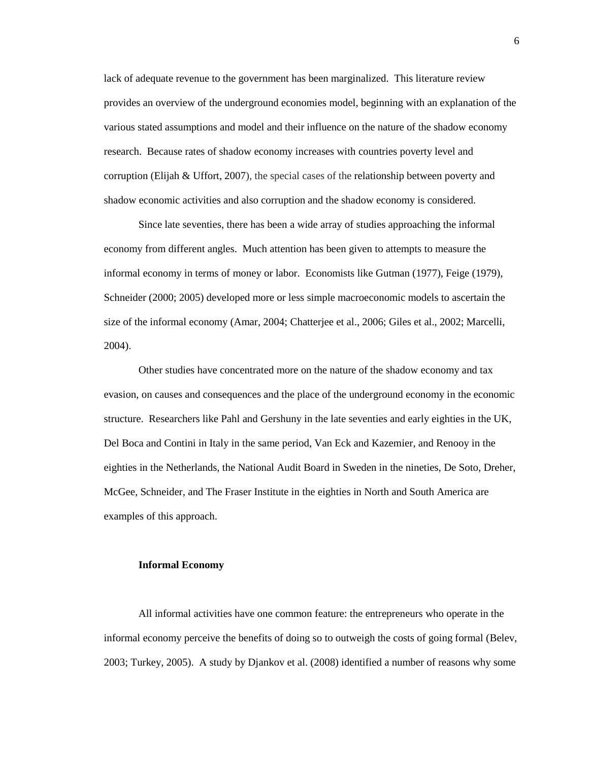lack of adequate revenue to the government has been marginalized. This literature review provides an overview of the underground economies model, beginning with an explanation of the various stated assumptions and model and their influence on the nature of the shadow economy research. Because rates of shadow economy increases with countries poverty level and corruption (Elijah & Uffort, 2007), the special cases of the relationship between poverty and shadow economic activities and also corruption and the shadow economy is considered.

Since late seventies, there has been a wide array of studies approaching the informal economy from different angles. Much attention has been given to attempts to measure the informal economy in terms of money or labor. Economists like Gutman (1977), Feige (1979), Schneider (2000; 2005) developed more or less simple macroeconomic models to ascertain the size of the informal economy (Amar, 2004; Chatterjee et al., 2006; Giles et al., 2002; Marcelli, 2004).

Other studies have concentrated more on the nature of the shadow economy and tax evasion, on causes and consequences and the place of the underground economy in the economic structure. Researchers like Pahl and Gershuny in the late seventies and early eighties in the UK, Del Boca and Contini in Italy in the same period, Van Eck and Kazemier, and Renooy in the eighties in the Netherlands, the National Audit Board in Sweden in the nineties, De Soto, Dreher, McGee, Schneider, and The Fraser Institute in the eighties in North and South America are examples of this approach.

### Informal Economy

All informal activities have one common feature: the entrepreneurs who operate in the informal economy perceive the benefits of doing so to outweigh the costs of going formal (Belev, 2003; Turkey, 2005). A study by Djankov et al. (2008) identified a number of reasons why some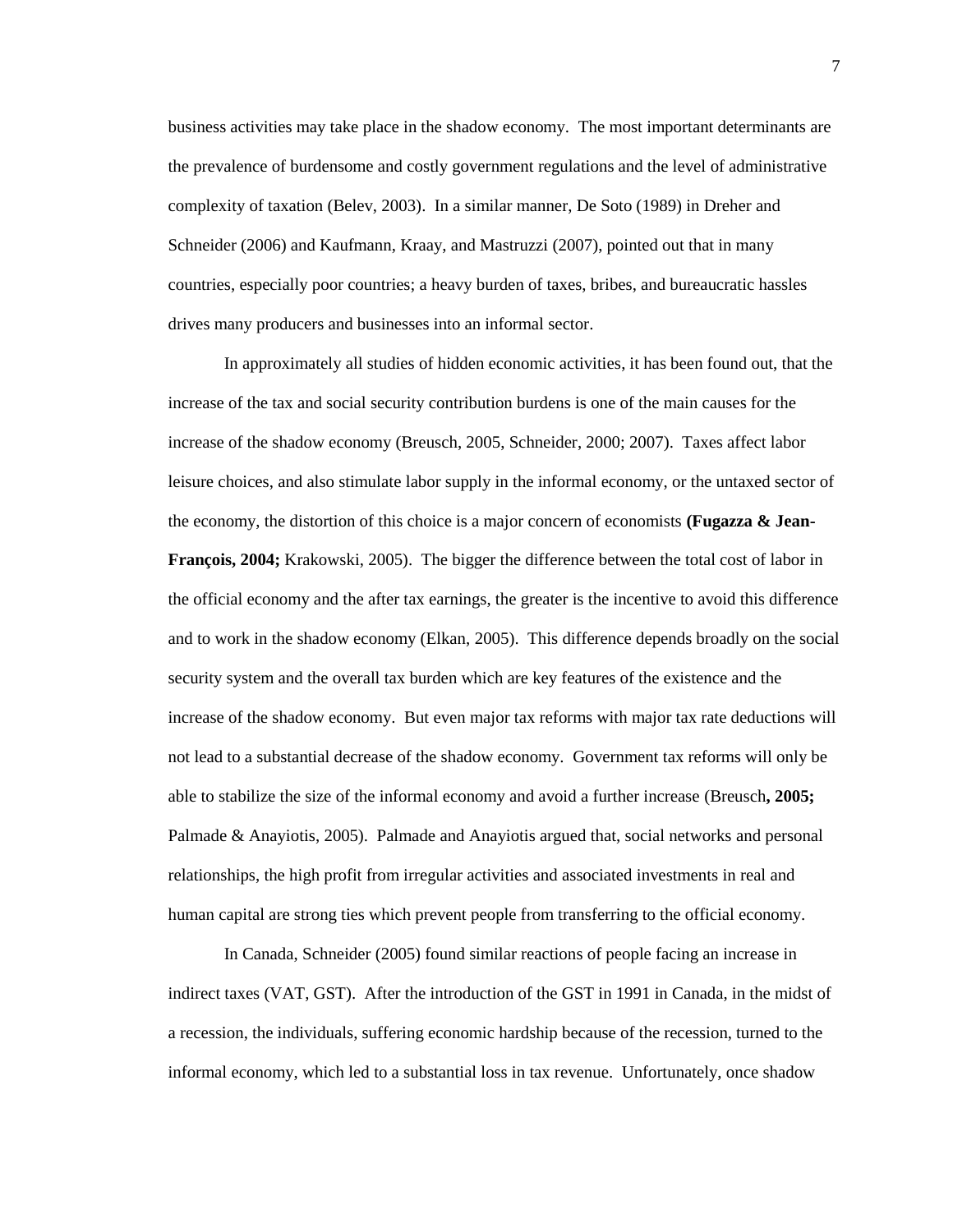business activities may take place in the shadow economy. The most important determinants are the prevalence of burdensome and costly government regulations and the level of administrative complexity of taxation (Belev, 2003). In a similar manner, De Soto (1989) in Dreher and Schneider (2006) and Kaufmann, Kraay, and Mastruzzi (2007), pointed out that in many countries, especially poor countries; a heavy burden of taxes, bribes, and bureaucratic hassles drives many producers and businesses into an informal sector.

In approximately all studies of hidden economic activities, it has been found out, that the increase of the tax and social security contribution burdens is one of the main causes for the increase of the shadow economy (Breusch, 2005, Schneider, 2000; 2007). Taxes affect labor leisure choices, and also stimulate labor supply in the informal economy, or the untaxed sector of the economy, the distortion of this choice is a major concern of economists **(Fugazza & Jean-François, 2004;** Krakowski, 2005). The bigger the difference between the total cost of labor in the official economy and the after tax earnings, the greater is the incentive to avoid this difference and to work in the shadow economy (Elkan, 2005). This difference depends broadly on the social security system and the overall tax burden which are key features of the existence and the increase of the shadow economy. But even major tax reforms with major tax rate deductions will not lead to a substantial decrease of the shadow economy. Government tax reforms will only be able to stabilize the size of the informal economy and avoid a further increase (Breusch**, 2005;** Palmade & Anayiotis, 2005). Palmade and Anayiotis argued that, social networks and personal relationships, the high profit from irregular activities and associated investments in real and human capital are strong ties which prevent people from transferring to the official economy.

In Canada, Schneider (2005) found similar reactions of people facing an increase in indirect taxes (VAT, GST). After the introduction of the GST in 1991 in Canada, in the midst of a recession, the individuals, suffering economic hardship because of the recession, turned to the informal economy, which led to a substantial loss in tax revenue. Unfortunately, once shadow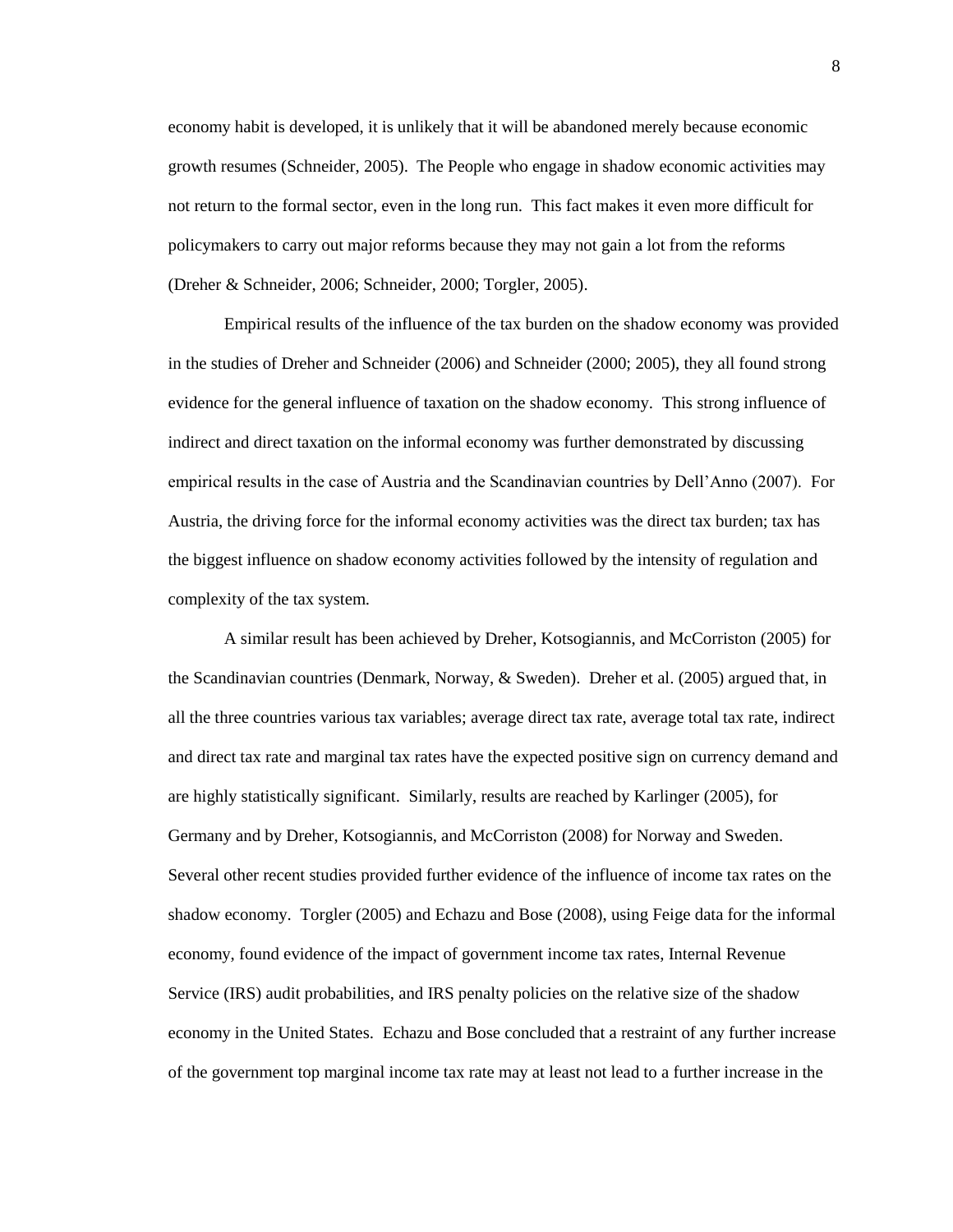economy habit is developed, it is unlikely that it will be abandoned merely because economic growth resumes (Schneider, 2005). The People who engage in shadow economic activities may not return to the formal sector, even in the long run. This fact makes it even more difficult for policymakers to carry out major reforms because they may not gain a lot from the reforms (Dreher & Schneider, 2006; Schneider, 2000; Torgler, 2005).

Empirical results of the influence of the tax burden on the shadow economy was provided in the studies of Dreher and Schneider (2006) and Schneider (2000; 2005), they all found strong evidence for the general influence of taxation on the shadow economy. This strong influence of indirect and direct taxation on the informal economy was further demonstrated by discussing empirical results in the case of Austria and the Scandinavian countries by Dell'Anno (2007). For Austria, the driving force for the informal economy activities was the direct tax burden; tax has the biggest influence on shadow economy activities followed by the intensity of regulation and complexity of the tax system.

A similar result has been achieved by Dreher, Kotsogiannis, and McCorriston (2005) for the Scandinavian countries (Denmark, Norway, & Sweden). Dreher et al. (2005) argued that, in all the three countries various tax variables; average direct tax rate, average total tax rate, indirect and direct tax rate and marginal tax rates have the expected positive sign on currency demand and are highly statistically significant. Similarly, results are reached by Karlinger (2005), for Germany and by Dreher, Kotsogiannis, and McCorriston (2008) for Norway and Sweden. Several other recent studies provided further evidence of the influence of income tax rates on the shadow economy. Torgler (2005) and Echazu and Bose (2008), using Feige data for the informal economy, found evidence of the impact of government income tax rates, Internal Revenue Service (IRS) audit probabilities, and IRS penalty policies on the relative size of the shadow economy in the United States. Echazu and Bose concluded that a restraint of any further increase of the government top marginal income tax rate may at least not lead to a further increase in the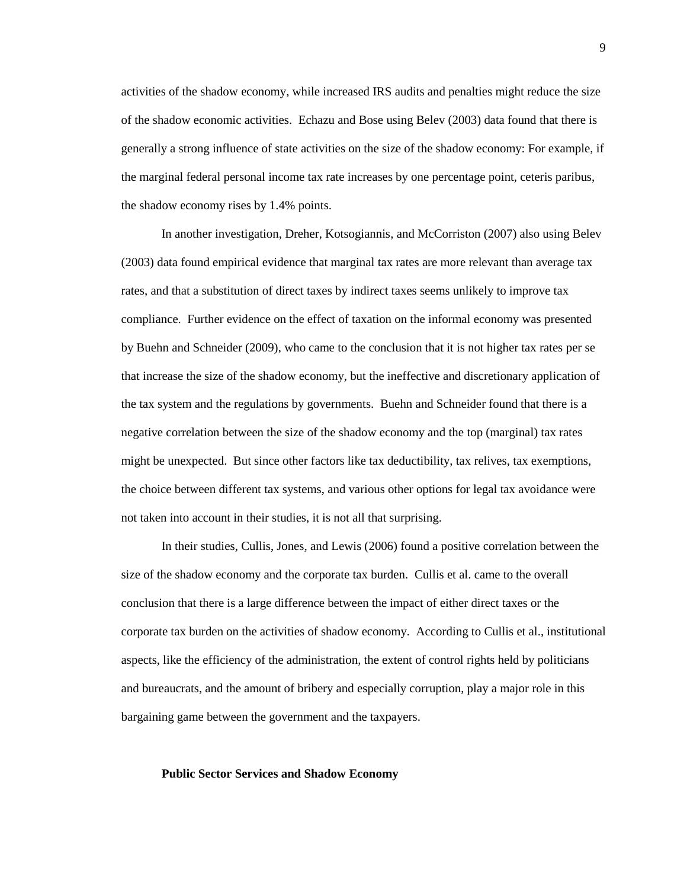activities of the shadow economy, while increased IRS audits and penalties might reduce the size of the shadow economic activities. Echazu and Bose using Belev (2003) data found that there is generally a strong influence of state activities on the size of the shadow economy: For example, if the marginal federal personal income tax rate increases by one percentage point, ceteris paribus, the shadow economy rises by 1.4% points.

In another investigation, Dreher, Kotsogiannis, and McCorriston (2007) also using Belev (2003) data found empirical evidence that marginal tax rates are more relevant than average tax rates, and that a substitution of direct taxes by indirect taxes seems unlikely to improve tax compliance. Further evidence on the effect of taxation on the informal economy was presented by Buehn and Schneider (2009), who came to the conclusion that it is not higher tax rates per se that increase the size of the shadow economy, but the ineffective and discretionary application of the tax system and the regulations by governments. Buehn and Schneider found that there is a negative correlation between the size of the shadow economy and the top (marginal) tax rates might be unexpected. But since other factors like tax deductibility, tax relives, tax exemptions, the choice between different tax systems, and various other options for legal tax avoidance were not taken into account in their studies, it is not all that surprising.

In their studies, Cullis, Jones, and Lewis (2006) found a positive correlation between the size of the shadow economy and the corporate tax burden. Cullis et al. came to the overall conclusion that there is a large difference between the impact of either direct taxes or the corporate tax burden on the activities of shadow economy. According to Cullis et al., institutional aspects, like the efficiency of the administration, the extent of control rights held by politicians and bureaucrats, and the amount of bribery and especially corruption, play a major role in this bargaining game between the government and the taxpayers.

## Public Sector Services and Shadow Economy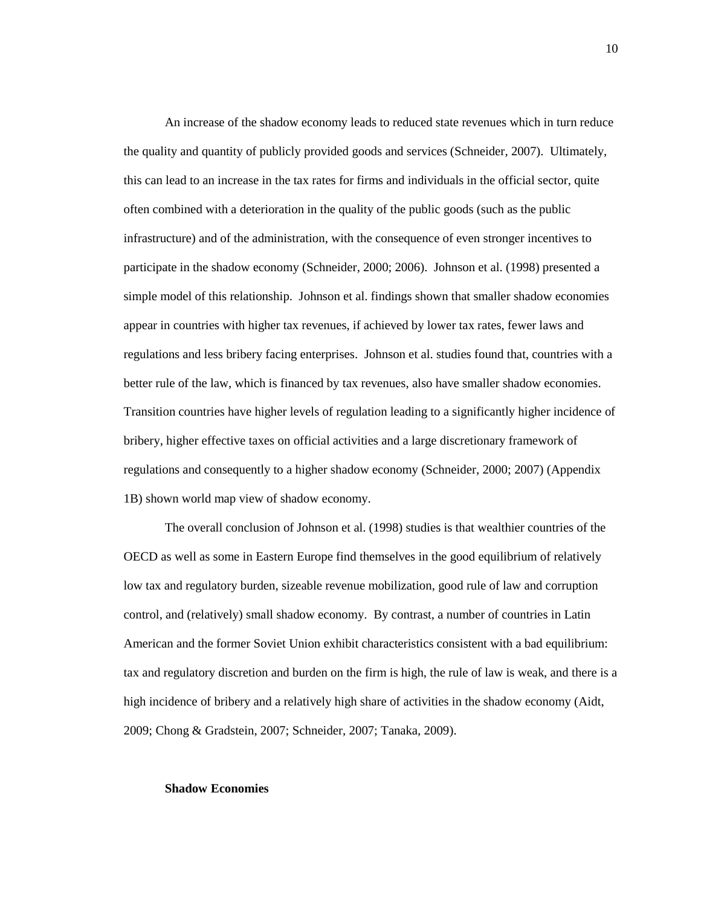An increase of the shadow economy leads to reduced state revenues which in turn reduce the quality and quantity of publicly provided goods and services (Schneider, 2007). Ultimately, this can lead to an increase in the tax rates for firms and individuals in the official sector, quite often combined with a deterioration in the quality of the public goods (such as the public infrastructure) and of the administration, with the consequence of even stronger incentives to participate in the shadow economy (Schneider, 2000; 2006). Johnson et al. (1998) presented a simple model of this relationship. Johnson et al. findings shown that smaller shadow economies appear in countries with higher tax revenues, if achieved by lower tax rates, fewer laws and regulations and less bribery facing enterprises. Johnson et al. studies found that, countries with a better rule of the law, which is financed by tax revenues, also have smaller shadow economies. Transition countries have higher levels of regulation leading to a significantly higher incidence of bribery, higher effective taxes on official activities and a large discretionary framework of regulations and consequently to a higher shadow economy (Schneider, 2000; 2007) (Appendix 1B) shown world map view of shadow economy.

The overall conclusion of Johnson et al. (1998) studies is that wealthier countries of the OECD as well as some in Eastern Europe find themselves in the good equilibrium of relatively low tax and regulatory burden, sizeable revenue mobilization, good rule of law and corruption control, and (relatively) small shadow economy. By contrast, a number of countries in Latin American and the former Soviet Union exhibit characteristics consistent with a bad equilibrium: tax and regulatory discretion and burden on the firm is high, the rule of law is weak, and there is a high incidence of bribery and a relatively high share of activities in the shadow economy (Aidt, 2009; Chong & Gradstein, 2007; Schneider, 2007; Tanaka, 2009).

**Shadow Economies**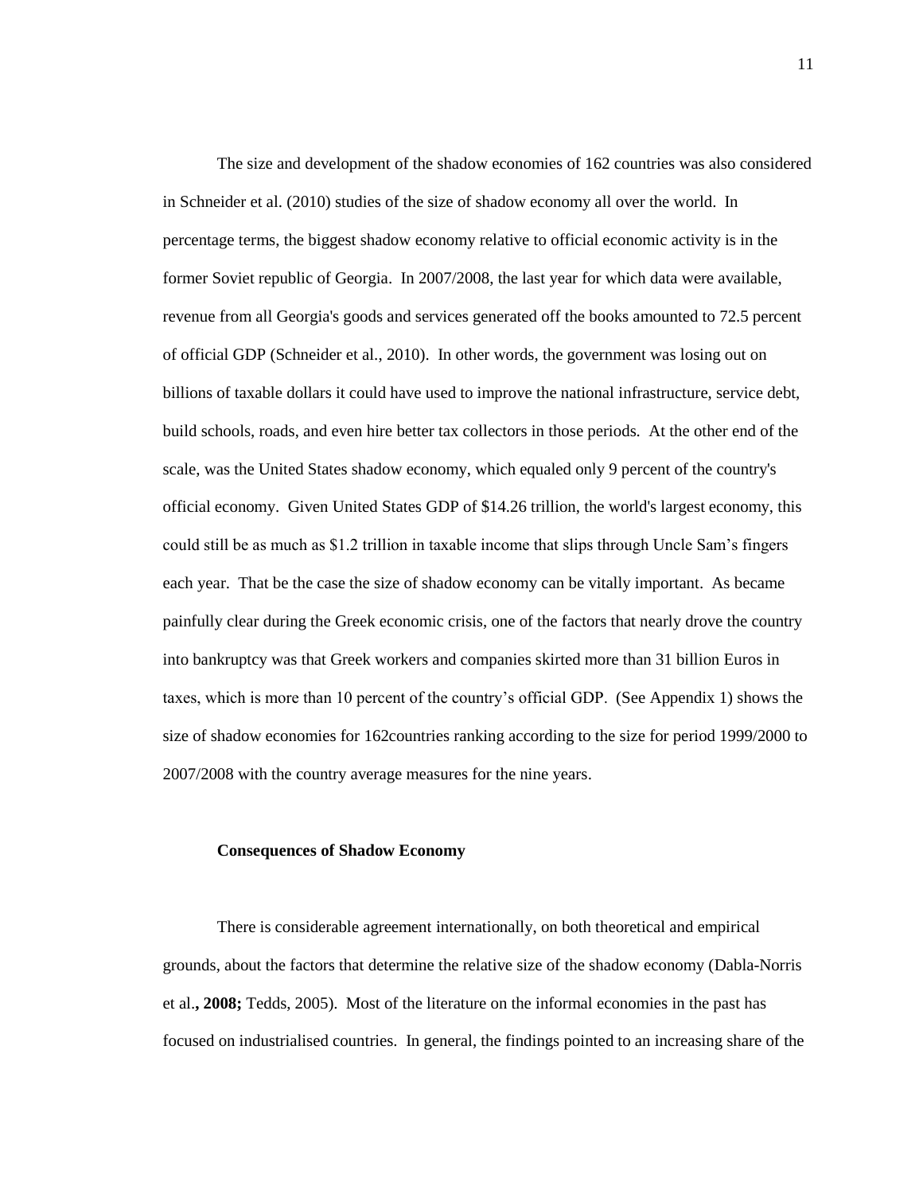The size and development of the shadow economies of 162 countries was also considered in Schneider et al. (2010) studies of the size of shadow economy all over the world. In percentage terms, the biggest shadow economy relative to official economic activity is in the former Soviet republic of Georgia. In 2007/2008, the last year for which data were available, revenue from all Georgia's goods and services generated off the books amounted to 72.5 percent of official GDP (Schneider et al., 2010). In other words, the government was losing out on billions of taxable dollars it could have used to improve the national infrastructure, service debt, build schools, roads, and even hire better tax collectors in those periods. At the other end of the scale, was the United States shadow economy, which equaled only 9 percent of the country's official economy. Given United States GDP of $14.26 trillion, the world's largest economy, this could still be as much as $1.2 trillion in taxable income that slips through Uncle Sam's fingers each year. That be the case the size of shadow economy can be vitally important. As became painfully clear during the Greek economic crisis, one of the factors that nearly drove the country into bankruptcy was that Greek workers and companies skirted more than 31 billion Euros in taxes, which is more than 10 percent of the country's official GDP. (See Appendix 1) shows the size of shadow economies for 162countries ranking according to the size for period 1999/2000 to 2007/2008 with the country average measures for the nine years.

**Consequences of Shadow Economy**

There is considerable agreement internationally, on both theoretical and empirical grounds, about the factors that determine the relative size of the shadow economy (Dabla-Norris et al**., 2008;** Tedds, 2005). Most of the literature on the informal economies in the past has focused on industrialised countries. In general, the findings pointed to an increasing share of the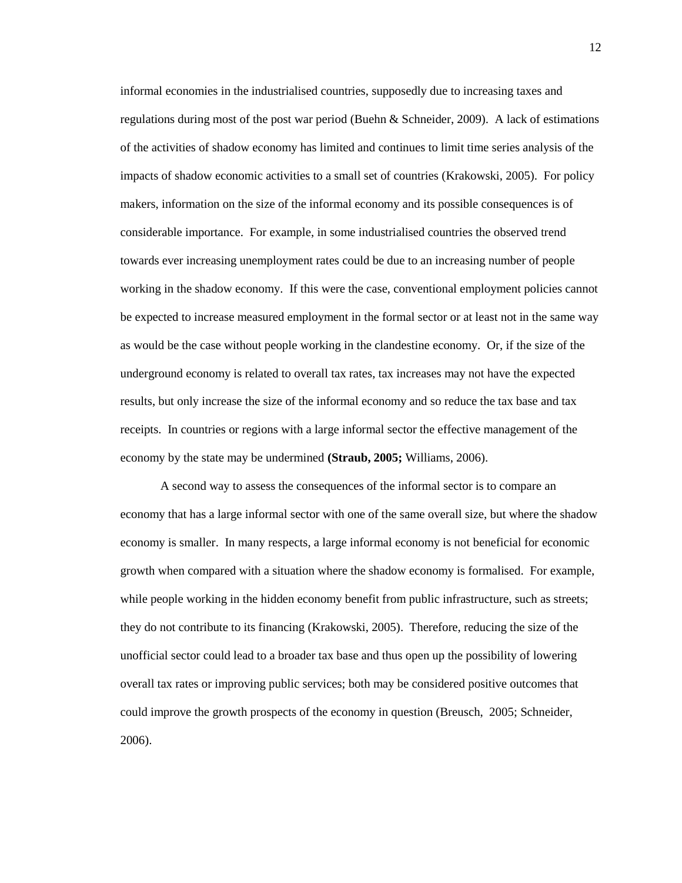informal economies in the industrialised countries, supposedly due to increasing taxes and regulations during most of the post war period (Buehn & Schneider, 2009). A lack of estimations of the activities of shadow economy has limited and continues to limit time series analysis of the impacts of shadow economic activities to a small set of countries (Krakowski, 2005). For policy makers, information on the size of the informal economy and its possible consequences is of considerable importance. For example, in some industrialised countries the observed trend towards ever increasing unemployment rates could be due to an increasing number of people working in the shadow economy. If this were the case, conventional employment policies cannot be expected to increase measured employment in the formal sector or at least not in the same way as would be the case without people working in the clandestine economy. Or, if the size of the underground economy is related to overall tax rates, tax increases may not have the expected results, but only increase the size of the informal economy and so reduce the tax base and tax receipts. In countries or regions with a large informal sector the effective management of the economy by the state may be undermined **(Straub, 2005;** Williams, 2006).

A second way to assess the consequences of the informal sector is to compare an economy that has a large informal sector with one of the same overall size, but where the shadow economy is smaller. In many respects, a large informal economy is not beneficial for economic growth when compared with a situation where the shadow economy is formalised. For example, while people working in the hidden economy benefit from public infrastructure, such as streets; they do not contribute to its financing (Krakowski, 2005). Therefore, reducing the size of the unofficial sector could lead to a broader tax base and thus open up the possibility of lowering overall tax rates or improving public services; both may be considered positive outcomes that could improve the growth prospects of the economy in question (Breusch, 2005; Schneider, 2006).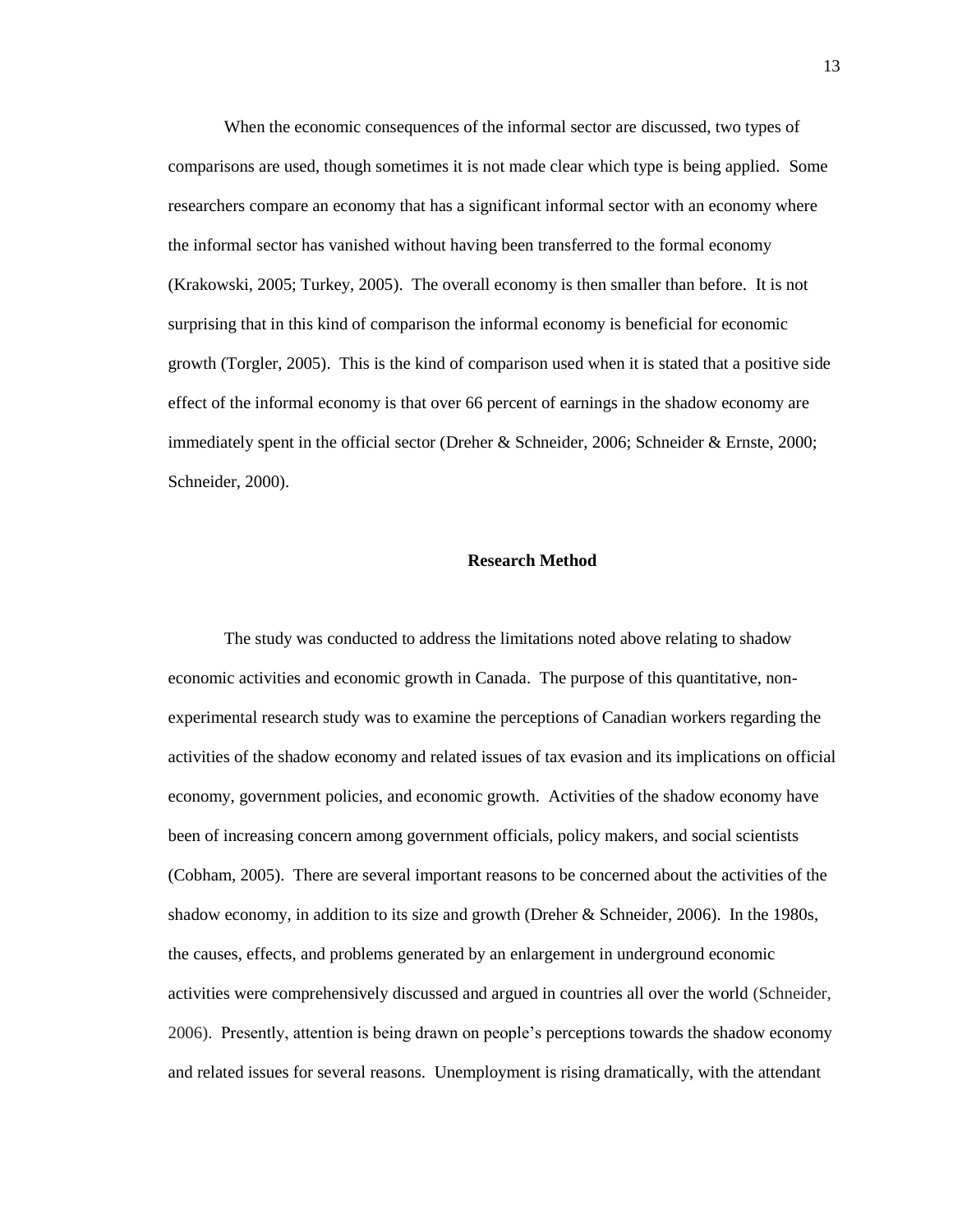When the economic consequences of the informal sector are discussed, two types of comparisons are used, though sometimes it is not made clear which type is being applied. Some researchers compare an economy that has a significant informal sector with an economy where the informal sector has vanished without having been transferred to the formal economy (Krakowski, 2005; Turkey, 2005). The overall economy is then smaller than before. It is not surprising that in this kind of comparison the informal economy is beneficial for economic growth (Torgler, 2005). This is the kind of comparison used when it is stated that a positive side effect of the informal economy is that over 66 percent of earnings in the shadow economy are immediately spent in the official sector (Dreher & Schneider, 2006; Schneider & Ernste, 2000; Schneider, 2000).

## Research Method

The study was conducted to address the limitations noted above relating to shadow economic activities and economic growth in Canada. The purpose of this quantitative, non-experimental research study was to examine the perceptions of Canadian workers regarding the activities of the shadow economy and related issues of tax evasion and its implications on official economy, government policies, and economic growth. Activities of the shadow economy have been of increasing concern among government officials, policy makers, and social scientists (Cobham, 2005). There are several important reasons to be concerned about the activities of the shadow economy, in addition to its size and growth (Dreher & Schneider, 2006). In the 1980s, the causes, effects, and problems generated by an enlargement in underground economic activities were comprehensively discussed and argued in countries all over the world (Schneider, 2006). Presently, attention is being drawn on people's perceptions towards the shadow economy and related issues for several reasons. Unemployment is rising dramatically, with the attendant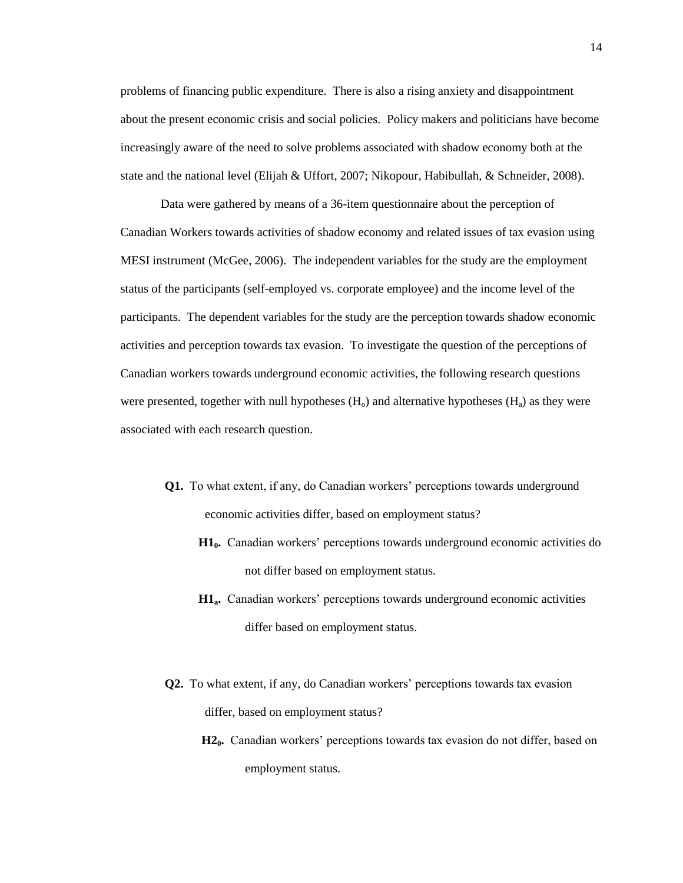problems of financing public expenditure. There is also a rising anxiety and disappointment about the present economic crisis and social policies. Policy makers and politicians have become increasingly aware of the need to solve problems associated with shadow economy both at the state and the national level (Elijah & Uffort, 2007; Nikopour, Habibullah, & Schneider, 2008).

Data were gathered by means of a 36-item questionnaire about the perception of Canadian Workers towards activities of shadow economy and related issues of tax evasion using MESI instrument (McGee, 2006). The independent variables for the study are the employment status of the participants (self-employed vs. corporate employee) and the income level of the participants. The dependent variables for the study are the perception towards shadow economic activities and perception towards tax evasion. To investigate the question of the perceptions of Canadian workers towards underground economic activities, the following research questions were presented, together with null hypotheses ($H_o$) and alternative hypotheses ($H_a$) as they were associated with each research question.

**Q1.** To what extent, if any, do Canadian workers' perceptions towards underground economic activities differ, based on employment status?

**$H1_0$.** Canadian workers' perceptions towards underground economic activities do not differ based on employment status.

**$H1_a$.** Canadian workers' perceptions towards underground economic activities differ based on employment status.

**Q2.** To what extent, if any, do Canadian workers' perceptions towards tax evasion differ, based on employment status?

**$H2_0$.** Canadian workers' perceptions towards tax evasion do not differ, based on employment status.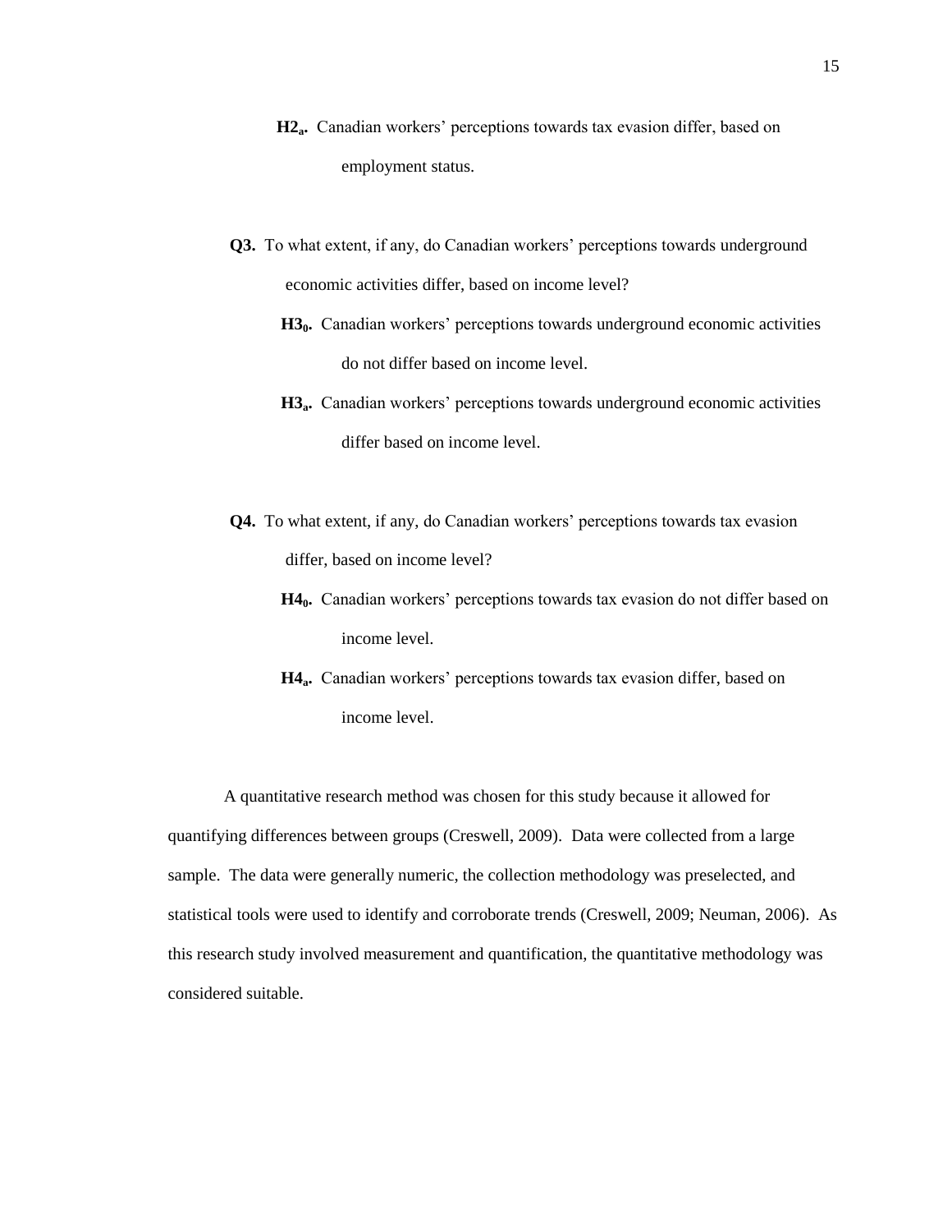**$H2_a$.** Canadian workers' perceptions towards tax evasion differ, based on employment status.

**Q3.** To what extent, if any, do Canadian workers' perceptions towards underground economic activities differ, based on income level?

**$H3_0$.** Canadian workers' perceptions towards underground economic activities do not differ based on income level.

**$H3_a$.** Canadian workers' perceptions towards underground economic activities differ based on income level.

**Q4.** To what extent, if any, do Canadian workers' perceptions towards tax evasion differ, based on income level?

**$H4_0$.** Canadian workers' perceptions towards tax evasion do not differ based on income level.

**$H4_a$.** Canadian workers' perceptions towards tax evasion differ, based on income level.

A quantitative research method was chosen for this study because it allowed for quantifying differences between groups (Creswell, 2009). Data were collected from a large sample. The data were generally numeric, the collection methodology was preselected, and statistical tools were used to identify and corroborate trends (Creswell, 2009; Neuman, 2006). As this research study involved measurement and quantification, the quantitative methodology was considered suitable.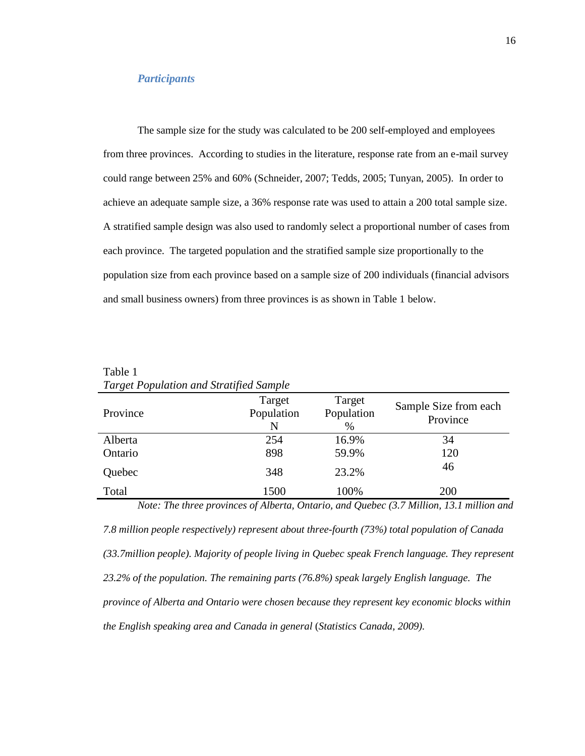### *Participants*

The sample size for the study was calculated to be 200 self-employed and employees from three provinces. According to studies in the literature, response rate from an e-mail survey could range between 25% and 60% (Schneider, 2007; Tedds, 2005; Tunyan, 2005). In order to achieve an adequate sample size, a 36% response rate was used to attain a 200 total sample size. A stratified sample design was also used to randomly select a proportional number of cases from each province. The targeted population and the stratified sample size proportionally to the population size from each province based on a sample size of 200 individuals (financial advisors and small business owners) from three provinces is as shown in Table 1 below.

Table 1
*Target Population and Stratified Sample*

| Province | Target Population N | Target Population % | Sample Size from each Province |
|---|---|---|---|
| Alberta | 254 | 16.9% | 34 |
| Ontario | 898 | 59.9% | 120 |
| Quebec | 348 | 23.2% | 46 |
| Total | 1500 | 100% | 200 |

*Note: The three provinces of Alberta, Ontario, and Quebec (3.7 Million, 13.1 million and 7.8 million people respectively) represent about three-fourth (73%) total population of Canada (33.7million people). Majority of people living in Quebec speak French language. They represent 23.2% of the population. The remaining parts (76.8%) speak largely English language. The province of Alberta and Ontario were chosen because they represent key economic blocks within the English speaking area and Canada in general* (*Statistics Canada, 2009).*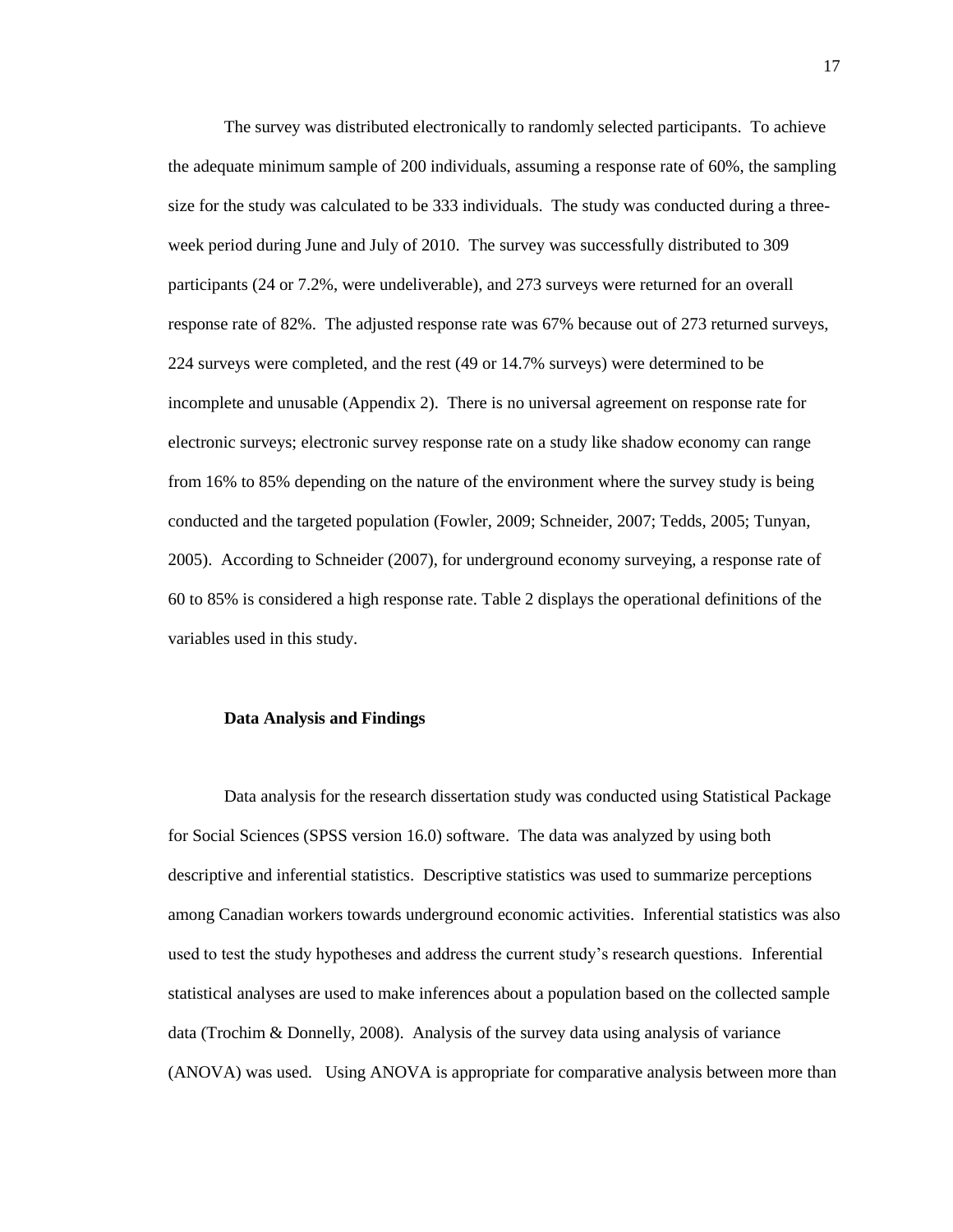The survey was distributed electronically to randomly selected participants. To achieve the adequate minimum sample of 200 individuals, assuming a response rate of 60%, the sampling size for the study was calculated to be 333 individuals. The study was conducted during a three-week period during June and July of 2010. The survey was successfully distributed to 309 participants (24 or 7.2%, were undeliverable), and 273 surveys were returned for an overall response rate of 82%. The adjusted response rate was 67% because out of 273 returned surveys, 224 surveys were completed, and the rest (49 or 14.7% surveys) were determined to be incomplete and unusable (Appendix 2). There is no universal agreement on response rate for electronic surveys; electronic survey response rate on a study like shadow economy can range from 16% to 85% depending on the nature of the environment where the survey study is being conducted and the targeted population (Fowler, 2009; Schneider, 2007; Tedds, 2005; Tunyan, 2005). According to Schneider (2007), for underground economy surveying, a response rate of 60 to 85% is considered a high response rate. Table 2 displays the operational definitions of the variables used in this study.

## Data Analysis and Findings

Data analysis for the research dissertation study was conducted using Statistical Package for Social Sciences (SPSS version 16.0) software. The data was analyzed by using both descriptive and inferential statistics. Descriptive statistics was used to summarize perceptions among Canadian workers towards underground economic activities. Inferential statistics was also used to test the study hypotheses and address the current study's research questions. Inferential statistical analyses are used to make inferences about a population based on the collected sample data (Trochim & Donnelly, 2008). Analysis of the survey data using analysis of variance (ANOVA) was used. Using ANOVA is appropriate for comparative analysis between more than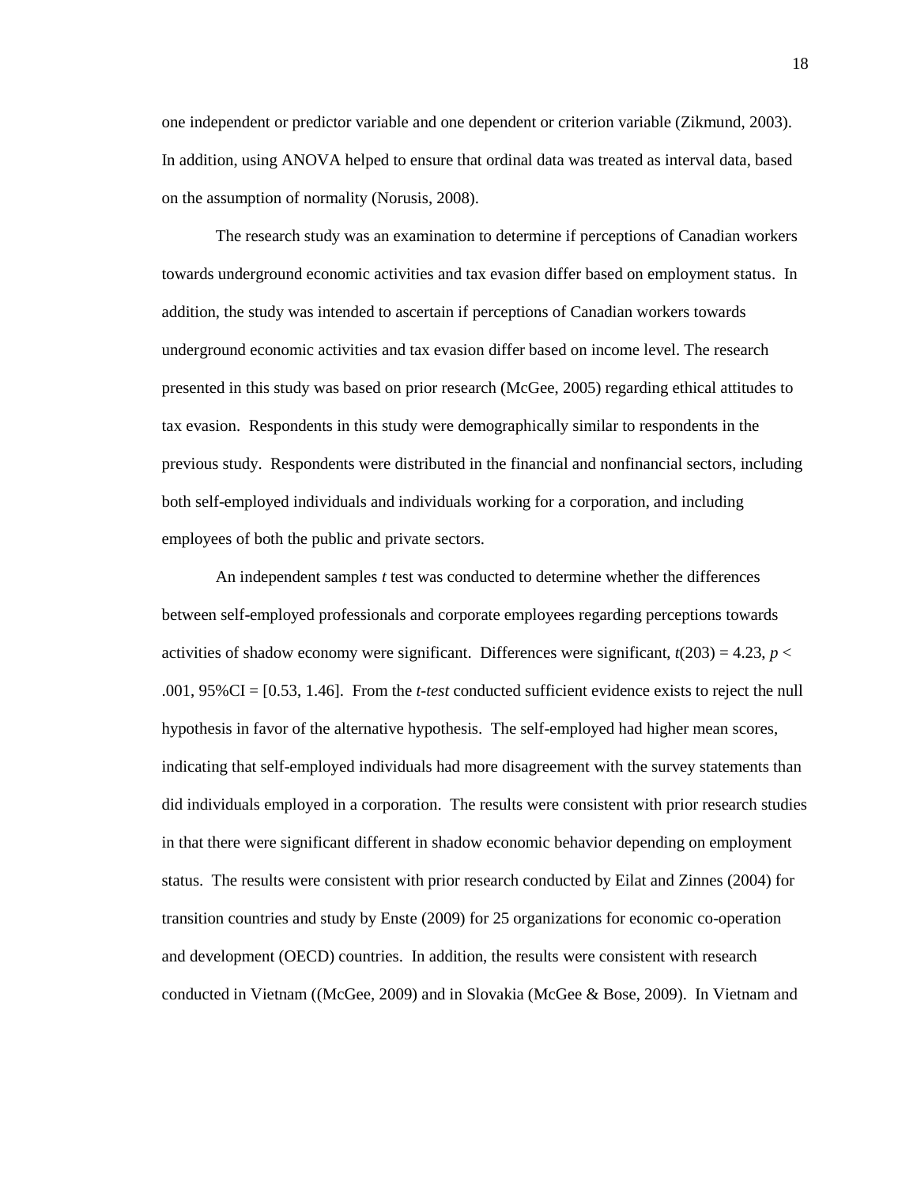one independent or predictor variable and one dependent or criterion variable (Zikmund, 2003). In addition, using ANOVA helped to ensure that ordinal data was treated as interval data, based on the assumption of normality (Norusis, 2008).

The research study was an examination to determine if perceptions of Canadian workers towards underground economic activities and tax evasion differ based on employment status. In addition, the study was intended to ascertain if perceptions of Canadian workers towards underground economic activities and tax evasion differ based on income level. The research presented in this study was based on prior research (McGee, 2005) regarding ethical attitudes to tax evasion. Respondents in this study were demographically similar to respondents in the previous study. Respondents were distributed in the financial and nonfinancial sectors, including both self-employed individuals and individuals working for a corporation, and including employees of both the public and private sectors.

An independent samples *t* test was conducted to determine whether the differences between self-employed professionals and corporate employees regarding perceptions towards activities of shadow economy were significant. Differences were significant, $t(203) = 4.23$, $p < .001$, 95%CI = [0.53, 1.46]. From the *t-test* conducted sufficient evidence exists to reject the null hypothesis in favor of the alternative hypothesis. The self-employed had higher mean scores, indicating that self-employed individuals had more disagreement with the survey statements than did individuals employed in a corporation. The results were consistent with prior research studies in that there were significant different in shadow economic behavior depending on employment status. The results were consistent with prior research conducted by Eilat and Zinnes (2004) for transition countries and study by Enste (2009) for 25 organizations for economic co-operation and development (OECD) countries. In addition, the results were consistent with research conducted in Vietnam ((McGee, 2009) and in Slovakia (McGee & Bose, 2009). In Vietnam and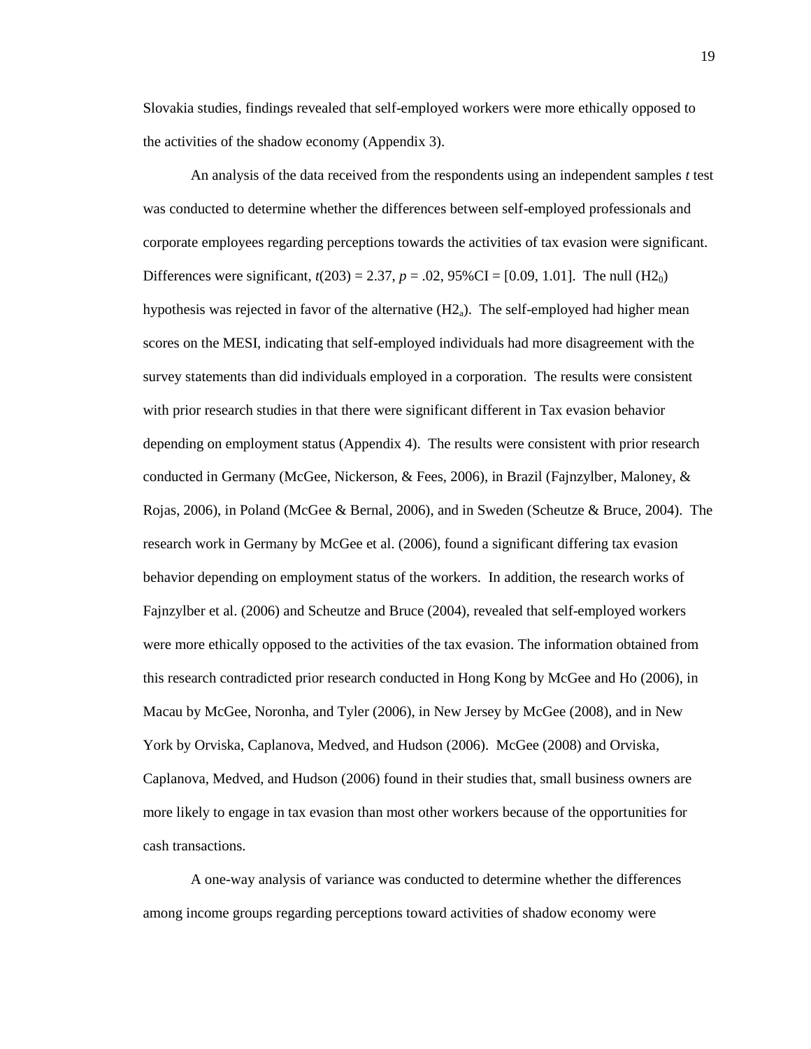Slovakia studies, findings revealed that self-employed workers were more ethically opposed to the activities of the shadow economy (Appendix 3).

An analysis of the data received from the respondents using an independent samples *t* test was conducted to determine whether the differences between self-employed professionals and corporate employees regarding perceptions towards the activities of tax evasion were significant. Differences were significant, $t(203) = 2.37$, $p = .02$, 95%CI = [0.09, 1.01]. The null ($H2_0$) hypothesis was rejected in favor of the alternative ($H2_a$). The self-employed had higher mean scores on the MESI, indicating that self-employed individuals had more disagreement with the survey statements than did individuals employed in a corporation. The results were consistent with prior research studies in that there were significant different in Tax evasion behavior depending on employment status (Appendix 4). The results were consistent with prior research conducted in Germany (McGee, Nickerson, & Fees, 2006), in Brazil (Fajnzylber, Maloney, & Rojas, 2006), in Poland (McGee & Bernal, 2006), and in Sweden (Scheutze & Bruce, 2004). The research work in Germany by McGee et al. (2006), found a significant differing tax evasion behavior depending on employment status of the workers. In addition, the research works of Fajnzylber et al. (2006) and Scheutze and Bruce (2004), revealed that self-employed workers were more ethically opposed to the activities of the tax evasion. The information obtained from this research contradicted prior research conducted in Hong Kong by McGee and Ho (2006), in Macau by McGee, Noronha, and Tyler (2006), in New Jersey by McGee (2008), and in New York by Orviska, Caplanova, Medved, and Hudson (2006). McGee (2008) and Orviska, Caplanova, Medved, and Hudson (2006) found in their studies that, small business owners are more likely to engage in tax evasion than most other workers because of the opportunities for cash transactions.

A one-way analysis of variance was conducted to determine whether the differences among income groups regarding perceptions toward activities of shadow economy were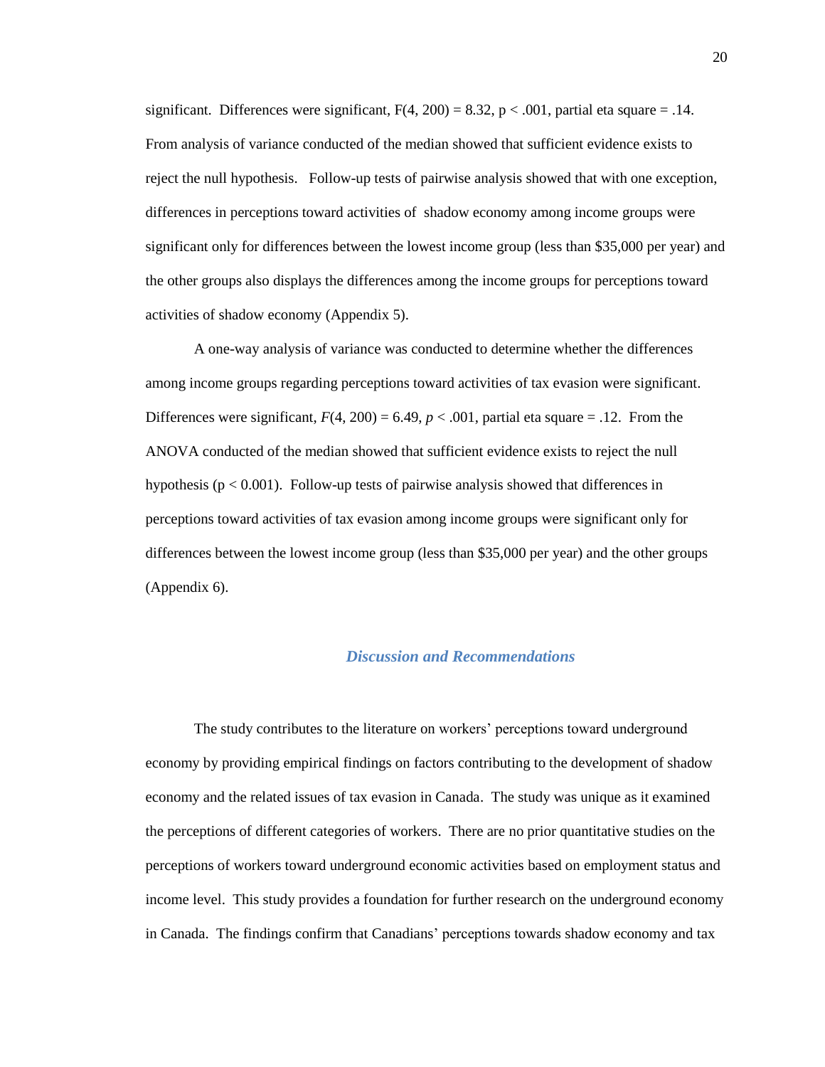significant. Differences were significant, $F(4, 200) = 8.32$, $p < .001$, partial eta square = .14. From analysis of variance conducted of the median showed that sufficient evidence exists to reject the null hypothesis. Follow-up tests of pairwise analysis showed that with one exception, differences in perceptions toward activities of shadow economy among income groups were significant only for differences between the lowest income group (less than $35,000 per year) and the other groups also displays the differences among the income groups for perceptions toward activities of shadow economy (Appendix 5).

A one-way analysis of variance was conducted to determine whether the differences among income groups regarding perceptions toward activities of tax evasion were significant. Differences were significant, $F(4, 200) = 6.49$, $p < .001$, partial eta square = .12. From the ANOVA conducted of the median showed that sufficient evidence exists to reject the null hypothesis ($p < 0.001$). Follow-up tests of pairwise analysis showed that differences in perceptions toward activities of tax evasion among income groups were significant only for differences between the lowest income group (less than $35,000 per year) and the other groups (Appendix 6).

## *Discussion and Recommendations*

The study contributes to the literature on workers' perceptions toward underground economy by providing empirical findings on factors contributing to the development of shadow economy and the related issues of tax evasion in Canada. The study was unique as it examined the perceptions of different categories of workers. There are no prior quantitative studies on the perceptions of workers toward underground economic activities based on employment status and income level. This study provides a foundation for further research on the underground economy in Canada. The findings confirm that Canadians' perceptions towards shadow economy and tax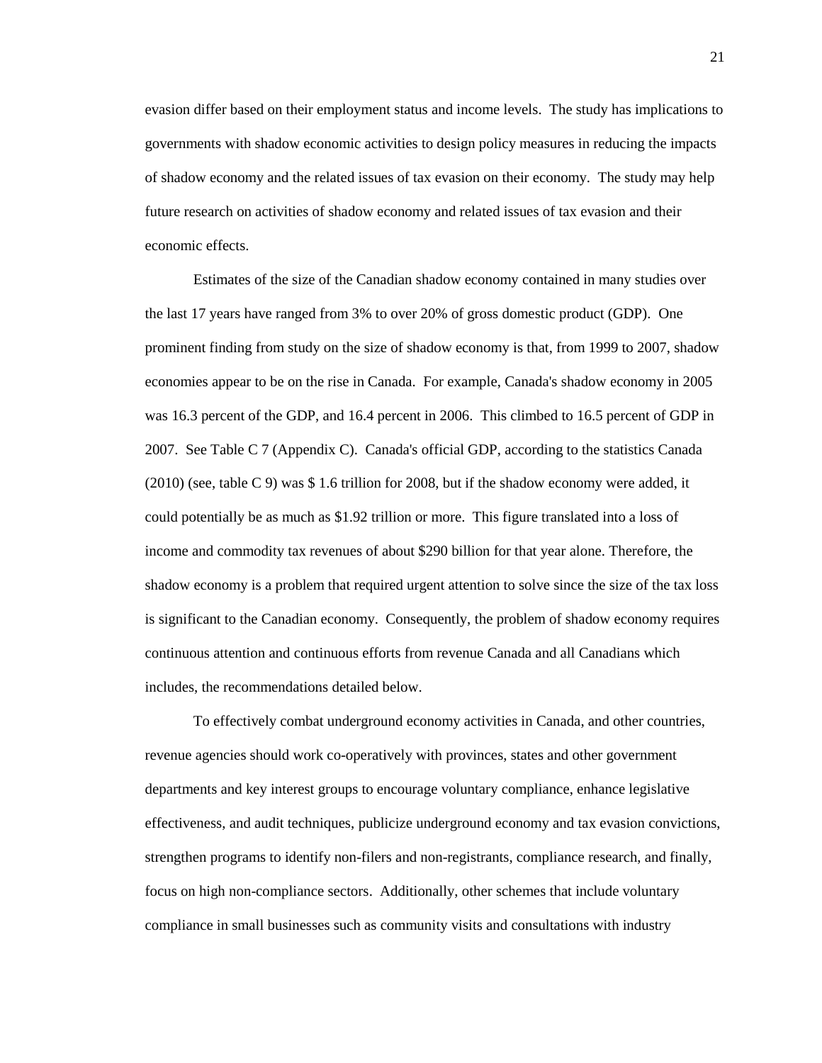evasion differ based on their employment status and income levels. The study has implications to governments with shadow economic activities to design policy measures in reducing the impacts of shadow economy and the related issues of tax evasion on their economy. The study may help future research on activities of shadow economy and related issues of tax evasion and their economic effects.

Estimates of the size of the Canadian shadow economy contained in many studies over the last 17 years have ranged from 3% to over 20% of gross domestic product (GDP). One prominent finding from study on the size of shadow economy is that, from 1999 to 2007, shadow economies appear to be on the rise in Canada. For example, Canada's shadow economy in 2005 was 16.3 percent of the GDP, and 16.4 percent in 2006. This climbed to 16.5 percent of GDP in 2007. See Table C 7 (Appendix C). Canada's official GDP, according to the statistics Canada (2010) (see, table C 9) was $ 1.6 trillion for 2008, but if the shadow economy were added, it could potentially be as much as $1.92 trillion or more. This figure translated into a loss of income and commodity tax revenues of about $290 billion for that year alone. Therefore, the shadow economy is a problem that required urgent attention to solve since the size of the tax loss is significant to the Canadian economy. Consequently, the problem of shadow economy requires continuous attention and continuous efforts from revenue Canada and all Canadians which includes, the recommendations detailed below.

To effectively combat underground economy activities in Canada, and other countries, revenue agencies should work co-operatively with provinces, states and other government departments and key interest groups to encourage voluntary compliance, enhance legislative effectiveness, and audit techniques, publicize underground economy and tax evasion convictions, strengthen programs to identify non-filers and non-registrants, compliance research, and finally, focus on high non-compliance sectors. Additionally, other schemes that include voluntary compliance in small businesses such as community visits and consultations with industry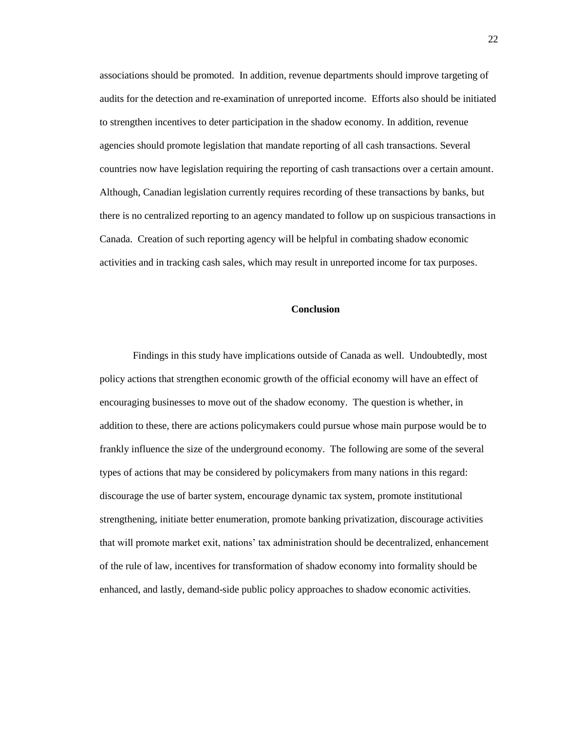associations should be promoted. In addition, revenue departments should improve targeting of audits for the detection and re-examination of unreported income. Efforts also should be initiated to strengthen incentives to deter participation in the shadow economy. In addition, revenue agencies should promote legislation that mandate reporting of all cash transactions. Several countries now have legislation requiring the reporting of cash transactions over a certain amount. Although, Canadian legislation currently requires recording of these transactions by banks, but there is no centralized reporting to an agency mandated to follow up on suspicious transactions in Canada. Creation of such reporting agency will be helpful in combating shadow economic activities and in tracking cash sales, which may result in unreported income for tax purposes.

## Conclusion

Findings in this study have implications outside of Canada as well. Undoubtedly, most policy actions that strengthen economic growth of the official economy will have an effect of encouraging businesses to move out of the shadow economy. The question is whether, in addition to these, there are actions policymakers could pursue whose main purpose would be to frankly influence the size of the underground economy. The following are some of the several types of actions that may be considered by policymakers from many nations in this regard: discourage the use of barter system, encourage dynamic tax system, promote institutional strengthening, initiate better enumeration, promote banking privatization, discourage activities that will promote market exit, nations' tax administration should be decentralized, enhancement of the rule of law, incentives for transformation of shadow economy into formality should be enhanced, and lastly, demand-side public policy approaches to shadow economic activities.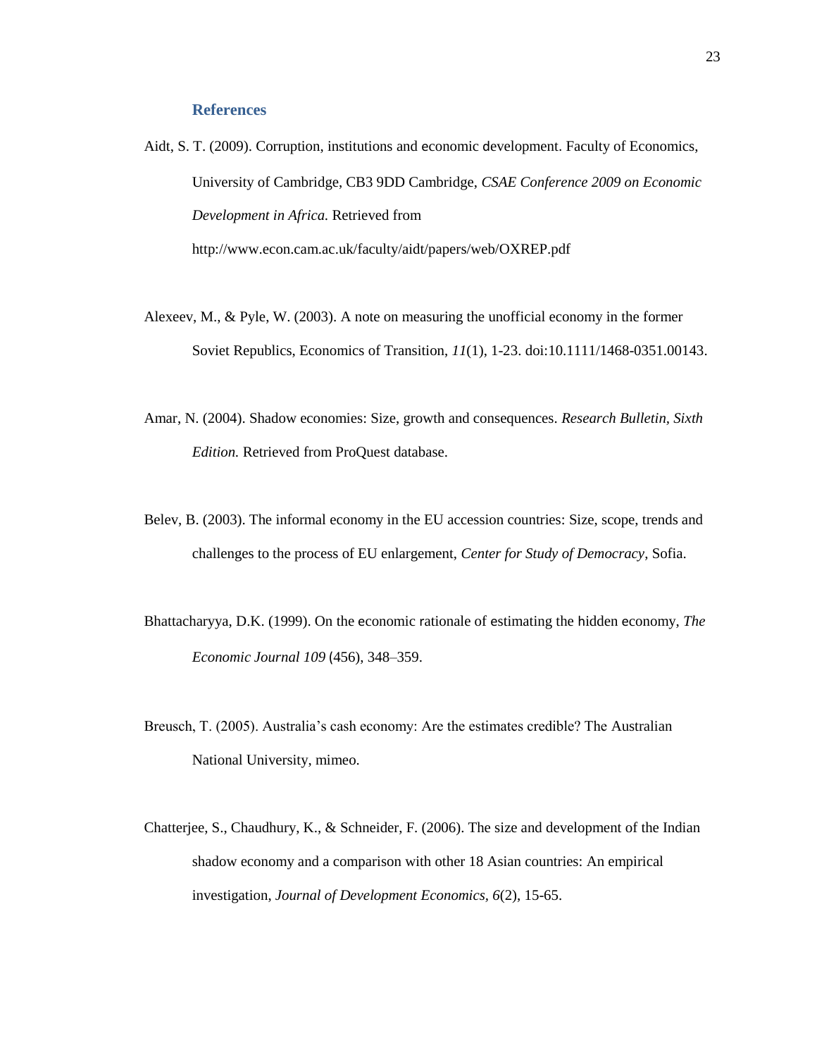## References

Aidt, S. T. (2009). Corruption, institutions and economic development. Faculty of Economics, University of Cambridge, CB3 9DD Cambridge, *CSAE Conference 2009 on Economic Development in Africa.* Retrieved from http://www.econ.cam.ac.uk/faculty/aidt/papers/web/OXREP.pdf

Alexeev, M., & Pyle, W. (2003). A note on measuring the unofficial economy in the former Soviet Republics, Economics of Transition, *11*(1), 1-23. doi:10.1111/1468-0351.00143.

Amar, N. (2004). Shadow economies: Size, growth and consequences. *Research Bulletin, Sixth Edition.* Retrieved from ProQuest database.

Belev, B. (2003). The informal economy in the EU accession countries: Size, scope, trends and challenges to the process of EU enlargement, *Center for Study of Democracy*, Sofia.

Bhattacharyya, D.K. (1999). On the economic rationale of estimating the hidden economy, *The Economic Journal 109* (456), 348–359.

Breusch, T. (2005). Australia's cash economy: Are the estimates credible? The Australian National University, mimeo.

Chatterjee, S., Chaudhury, K., & Schneider, F. (2006). The size and development of the Indian shadow economy and a comparison with other 18 Asian countries: An empirical investigation, *Journal of Development Economics, 6*(2), 15-65.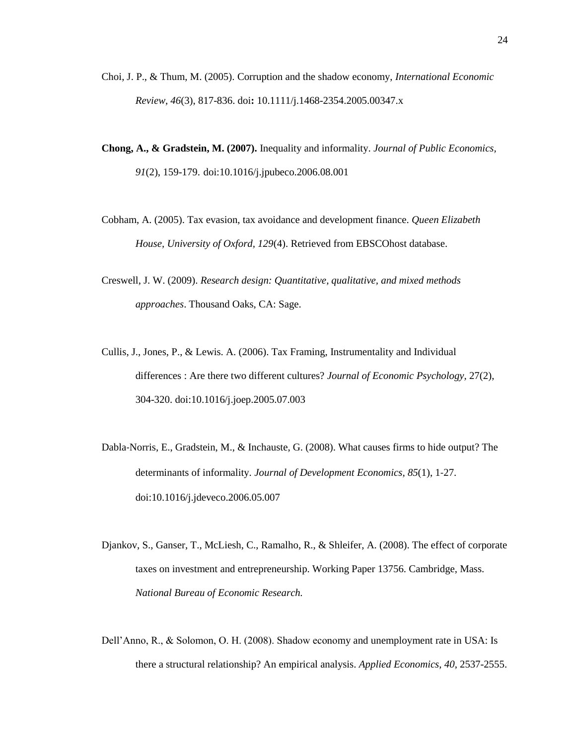Choi, J. P., & Thum, M. (2005). Corruption and the shadow economy, *International Economic Review*, *46*(3), 817-836. doi**:** 10.1111/j.1468-2354.2005.00347.x

**Chong, A., & Gradstein, M. (2007).** Inequality and informality. *Journal of Public Economics, 91*(2), 159-179. doi:10.1016/j.jpubeco.2006.08.001

Cobham, A. (2005). Tax evasion, tax avoidance and development finance. *Queen Elizabeth House, University of Oxford, 129*(4). Retrieved from EBSCOhost database.

Creswell, J. W. (2009). *Research design: Quantitative, qualitative, and mixed methods approaches*. Thousand Oaks, CA: Sage.

Cullis, J., Jones, P., & Lewis. A. (2006). Tax Framing, Instrumentality and Individual differences : Are there two different cultures? *Journal of Economic Psychology*, 27(2), 304-320. doi:10.1016/j.joep.2005.07.003

Dabla-Norris, E., Gradstein, M., & Inchauste, G. (2008). What causes firms to hide output? The determinants of informality. *Journal of Development Economics, 85*(1), 1-27. doi:10.1016/j.jdeveco.2006.05.007

Djankov, S., Ganser, T., McLiesh, C., Ramalho, R., & Shleifer, A. (2008). The effect of corporate taxes on investment and entrepreneurship. Working Paper 13756. Cambridge, Mass. *National Bureau of Economic Research.*

Dell'Anno, R., & Solomon, O. H. (2008). Shadow economy and unemployment rate in USA: Is there a structural relationship? An empirical analysis. *Applied Economics, 40*, 2537-2555.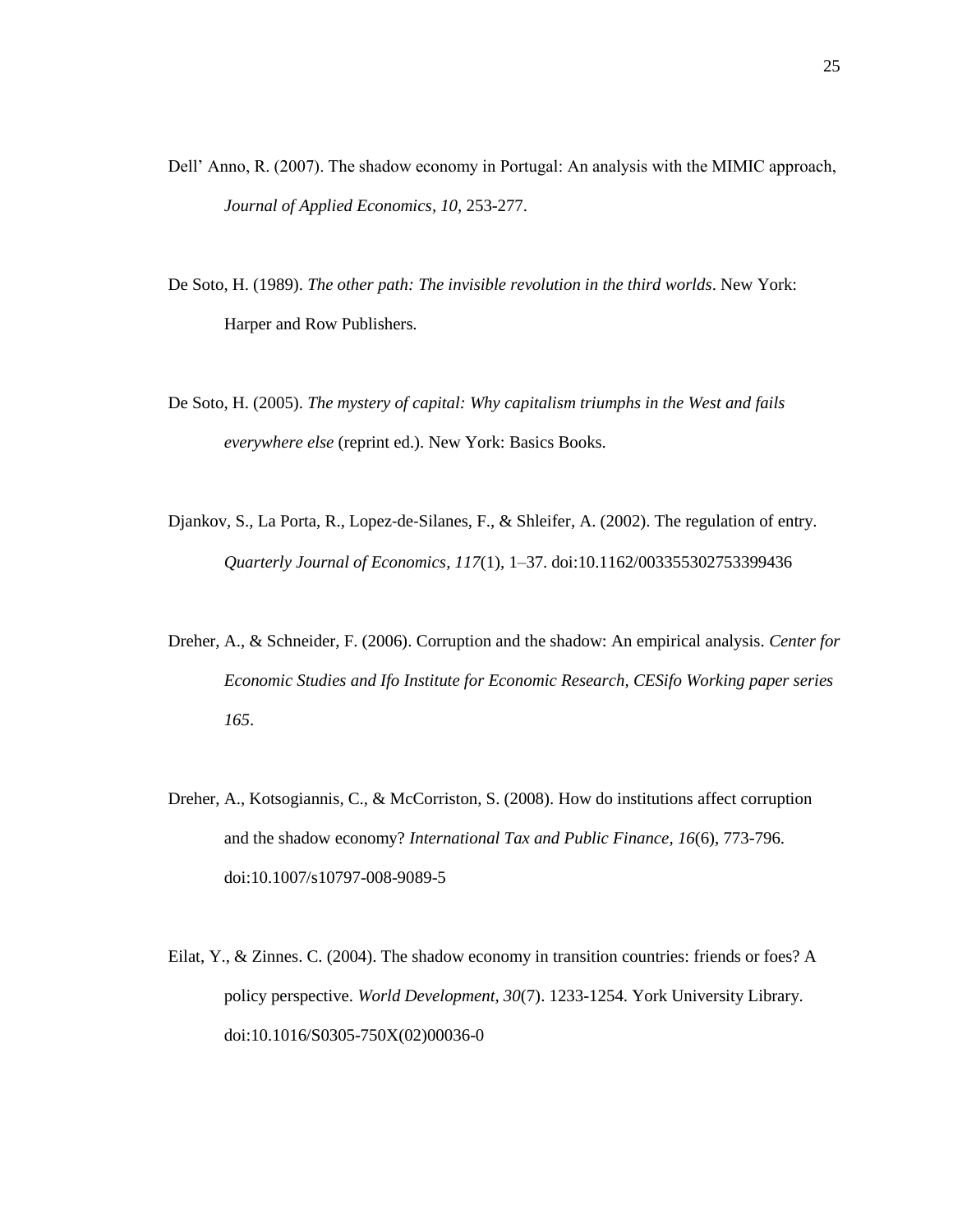Dell' Anno, R. (2007). The shadow economy in Portugal: An analysis with the MIMIC approach, *Journal of Applied Economics, 10*, 253-277.

De Soto, H. (1989). *The other path: The invisible revolution in the third worlds*. New York: Harper and Row Publishers.

De Soto, H. (2005). *The mystery of capital: Why capitalism triumphs in the West and fails everywhere else* (reprint ed.). New York: Basics Books.

Djankov, S., La Porta, R., Lopez-de-Silanes, F., & Shleifer, A. (2002). The regulation of entry. *Quarterly Journal of Economics, 117*(1), 1–37. doi:10.1162/003355302753399436

Dreher, A., & Schneider, F. (2006). Corruption and the shadow: An empirical analysis. *Center for Economic Studies and Ifo Institute for Economic Research, CESifo Working paper series 165*.

Dreher, A., Kotsogiannis, C., & McCorriston, S. (2008). How do institutions affect corruption and the shadow economy? *International Tax and Public Finance, 16*(6), 773-796. doi:10.1007/s10797-008-9089-5

Eilat, Y., & Zinnes. C. (2004). The shadow economy in transition countries: friends or foes? A policy perspective. *World Development, 30*(7). 1233-1254. York University Library. doi:10.1016/S0305-750X(02)00036-0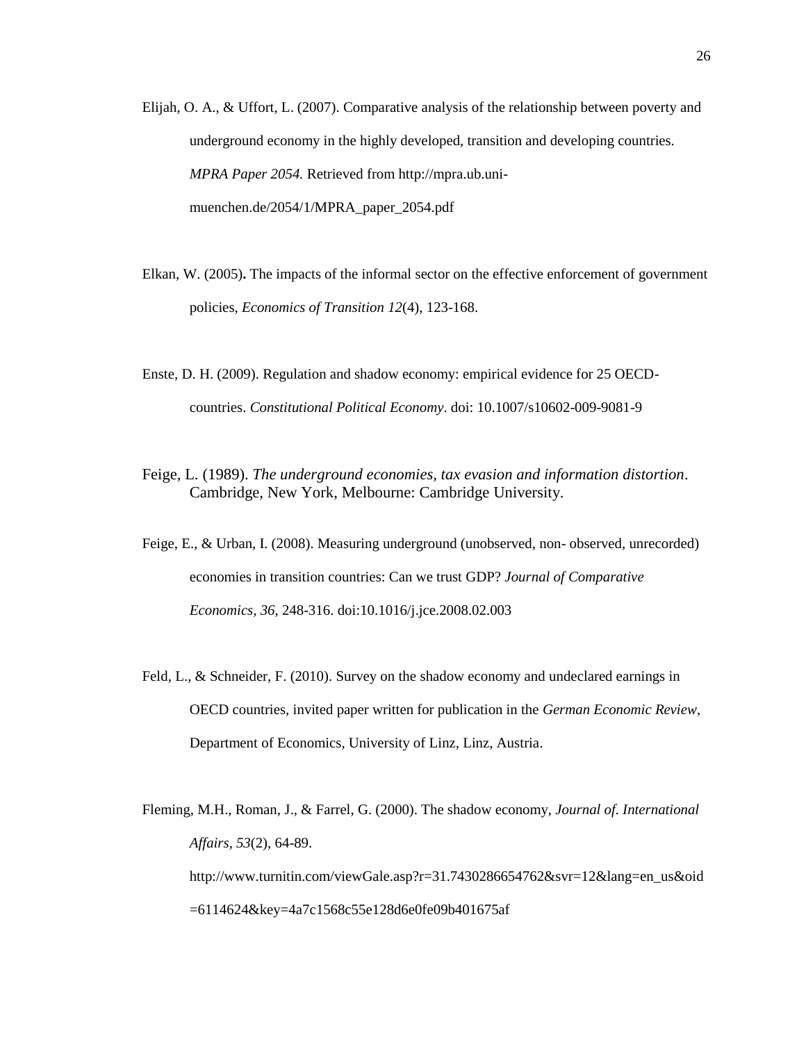Elijah, O. A., & Uffort, L. (2007). Comparative analysis of the relationship between poverty and underground economy in the highly developed, transition and developing countries. *MPRA Paper 2054.* Retrieved from http://mpra.ub.uni-muenchen.de/2054/1/MPRA_paper_2054.pdf

Elkan, W. (2005)**.** The impacts of the informal sector on the effective enforcement of government policies, *Economics of Transition 12*(4), 123-168.

Enste, D. H. (2009). Regulation and shadow economy: empirical evidence for 25 OECD-countries. *Constitutional Political Economy*. doi: 10.1007/s10602-009-9081-9

Feige, L. (1989). *The underground economies, tax evasion and information distortion*. Cambridge, New York, Melbourne: Cambridge University.

Feige, E., & Urban, I. (2008). Measuring underground (unobserved, non- observed, unrecorded) economies in transition countries: Can we trust GDP? *Journal of Comparative Economics, 36*, 248-316. doi:10.1016/j.jce.2008.02.003

Feld, L., & Schneider, F. (2010). Survey on the shadow economy and undeclared earnings in OECD countries, invited paper written for publication in the *German Economic Review*, Department of Economics, University of Linz, Linz, Austria.

Fleming, M.H., Roman, J., & Farrel, G. (2000). The shadow economy, *Journal of. International Affairs, 53*(2), 64-89. http://www.turnitin.com/viewGale.asp?r=31.7430286654762&svr=12&lang=en_us&oid=6114624&key=4a7c1568c55e128d6e0fe09b401675af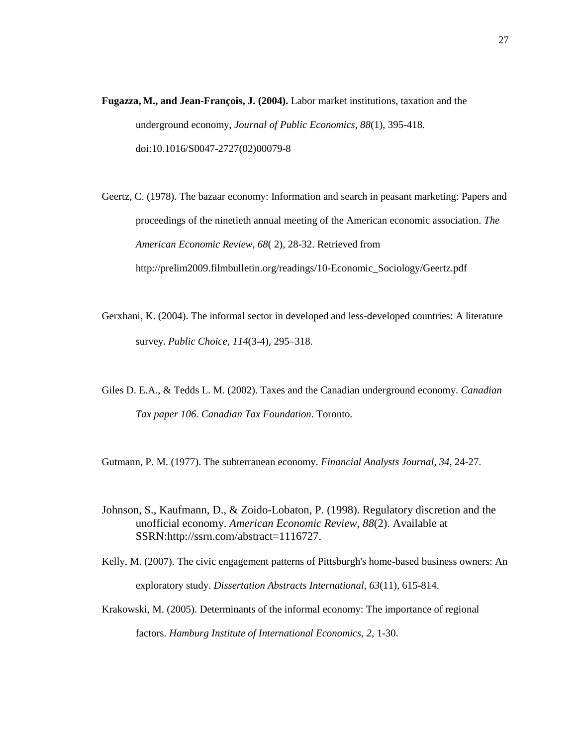**Fugazza, M., and Jean-François, J. (2004).** Labor market institutions, taxation and the underground economy, *Journal of Public Economics*, *88*(1), 395-418. doi:10.1016/S0047-2727(02)00079-8

Geertz, C. (1978). The bazaar economy: Information and search in peasant marketing: Papers and proceedings of the ninetieth annual meeting of the American economic association. *The American Economic Review, 68*( 2), 28-32. Retrieved from http://prelim2009.filmbulletin.org/readings/10-Economic_Sociology/Geertz.pdf

Gerxhani, K. (2004). The informal sector in developed and less-developed countries: A literature survey. *Public Choice*, *114*(3-4)*,* 295–318.

Giles D. E.A., & Tedds L. M. (2002). Taxes and the Canadian underground economy. *Canadian Tax paper 106. Canadian Tax Foundation*. Toronto.

Gutmann, P. M. (1977). The subterranean economy. *Financial Analysts Journal, 34*, 24-27.

Johnson, S., Kaufmann, D., & Zoido-Lobaton, P. (1998). Regulatory discretion and the unofficial economy. *American Economic Review, 88*(2). Available at SSRN:http://ssrn.com/abstract=1116727.

Kelly, M. (2007). The civic engagement patterns of Pittsburgh's home-based business owners: An exploratory study. *Dissertation Abstracts International*, *63*(11), 615-814.

Krakowski, M. (2005). Determinants of the informal economy: The importance of regional factors. *Hamburg Institute of International Economics, 2,* 1-30.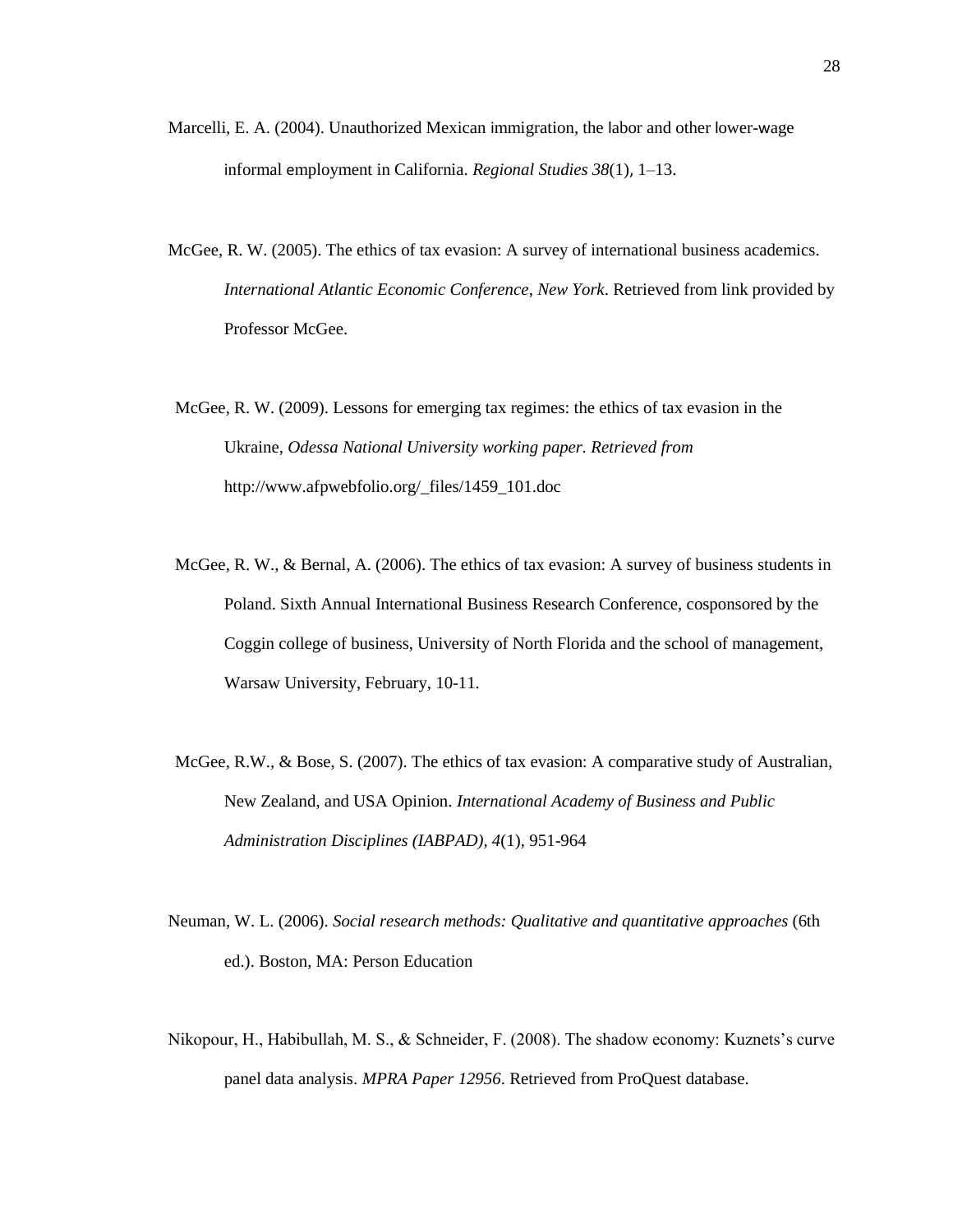Marcelli, E. A. (2004). Unauthorized Mexican immigration, the labor and other lower-wage informal employment in California. *Regional Studies 38*(1), 1–13.

McGee, R. W. (2005). The ethics of tax evasion: A survey of international business academics. *International Atlantic Economic Conference*, *New York*. Retrieved from link provided by Professor McGee.

McGee, R. W. (2009). Lessons for emerging tax regimes: the ethics of tax evasion in the Ukraine, *Odessa National University working paper. Retrieved from* http://www.afpwebfolio.org/_files/1459_101.doc

McGee, R. W., & Bernal, A. (2006). The ethics of tax evasion: A survey of business students in Poland. Sixth Annual International Business Research Conference, cosponsored by the Coggin college of business, University of North Florida and the school of management, Warsaw University, February, 10-11.

McGee, R.W., & Bose, S. (2007). The ethics of tax evasion: A comparative study of Australian, New Zealand, and USA Opinion. *International Academy of Business and Public Administration Disciplines (IABPAD)*, *4*(1), 951-964

Neuman, W. L. (2006). *Social research methods: Qualitative and quantitative approaches* (6th ed.). Boston, MA: Person Education

Nikopour, H., Habibullah, M. S., & Schneider, F. (2008). The shadow economy: Kuznets's curve panel data analysis. *MPRA Paper 12956*. Retrieved from ProQuest database.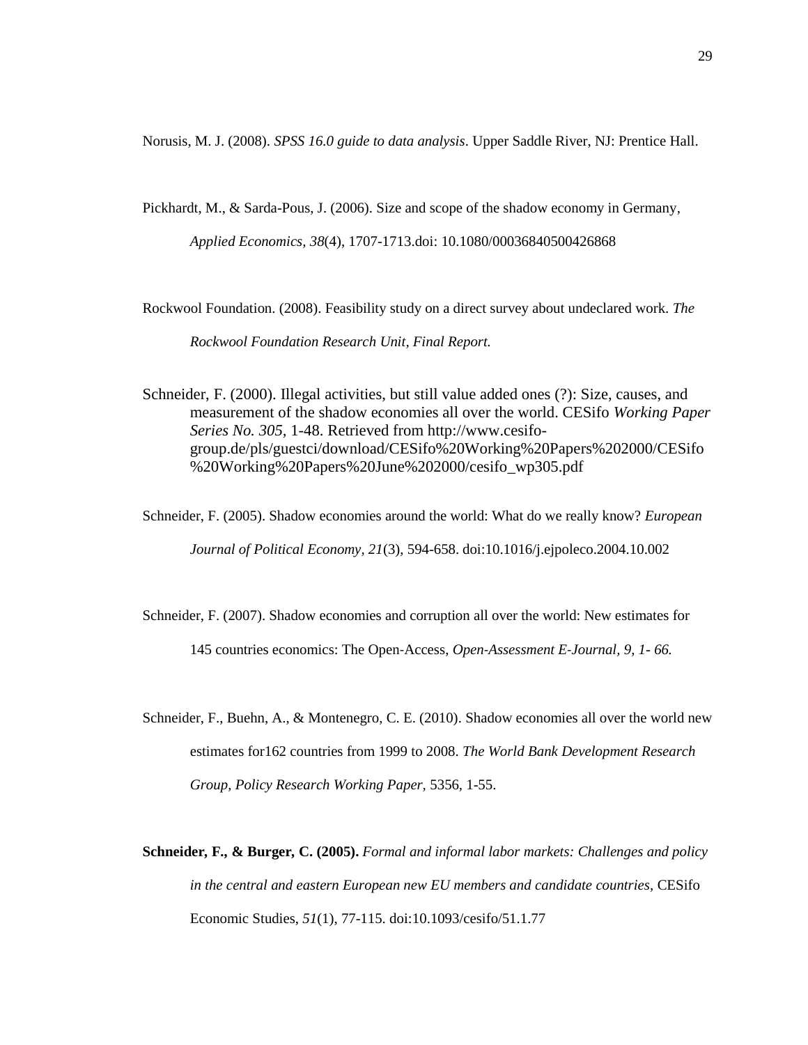Norusis, M. J. (2008). *SPSS 16.0 guide to data analysis*. Upper Saddle River, NJ: Prentice Hall.

Pickhardt, M., & Sarda-Pous, J. (2006). Size and scope of the shadow economy in Germany, *Applied Economics, 38*(4), 1707-1713.doi: 10.1080/00036840500426868

Rockwool Foundation. (2008). Feasibility study on a direct survey about undeclared work. *The Rockwool Foundation Research Unit, Final Report.*

Schneider, F. (2000). Illegal activities, but still value added ones (?): Size, causes, and measurement of the shadow economies all over the world. CESifo *Working Paper Series No. 305*, 1-48. Retrieved from http://www.cesifo-group.de/pls/guestci/download/CESifo%20Working%20Papers%202000/CESifo%20Working%20Papers%20June%202000/cesifo_wp305.pdf

Schneider, F. (2005). Shadow economies around the world: What do we really know? *European Journal of Political Economy, 21*(3), 594-658. doi:10.1016/j.ejpoleco.2004.10.002

Schneider, F. (2007). Shadow economies and corruption all over the world: New estimates for 145 countries economics: The Open-Access, *Open-Assessment E-Journal, 9, 1- 66.*

Schneider, F., Buehn, A., & Montenegro, C. E. (2010). Shadow economies all over the world new estimates for162 countries from 1999 to 2008. *The World Bank Development Research Group, Policy Research Working Paper,* 5356, 1-55.

**Schneider, F., & Burger, C. (2005).** *Formal and informal labor markets: Challenges and policy in the central and eastern European new EU members and candidate countries*, CESifo Economic Studies, *51*(1), 77-115. doi:10.1093/cesifo/51.1.77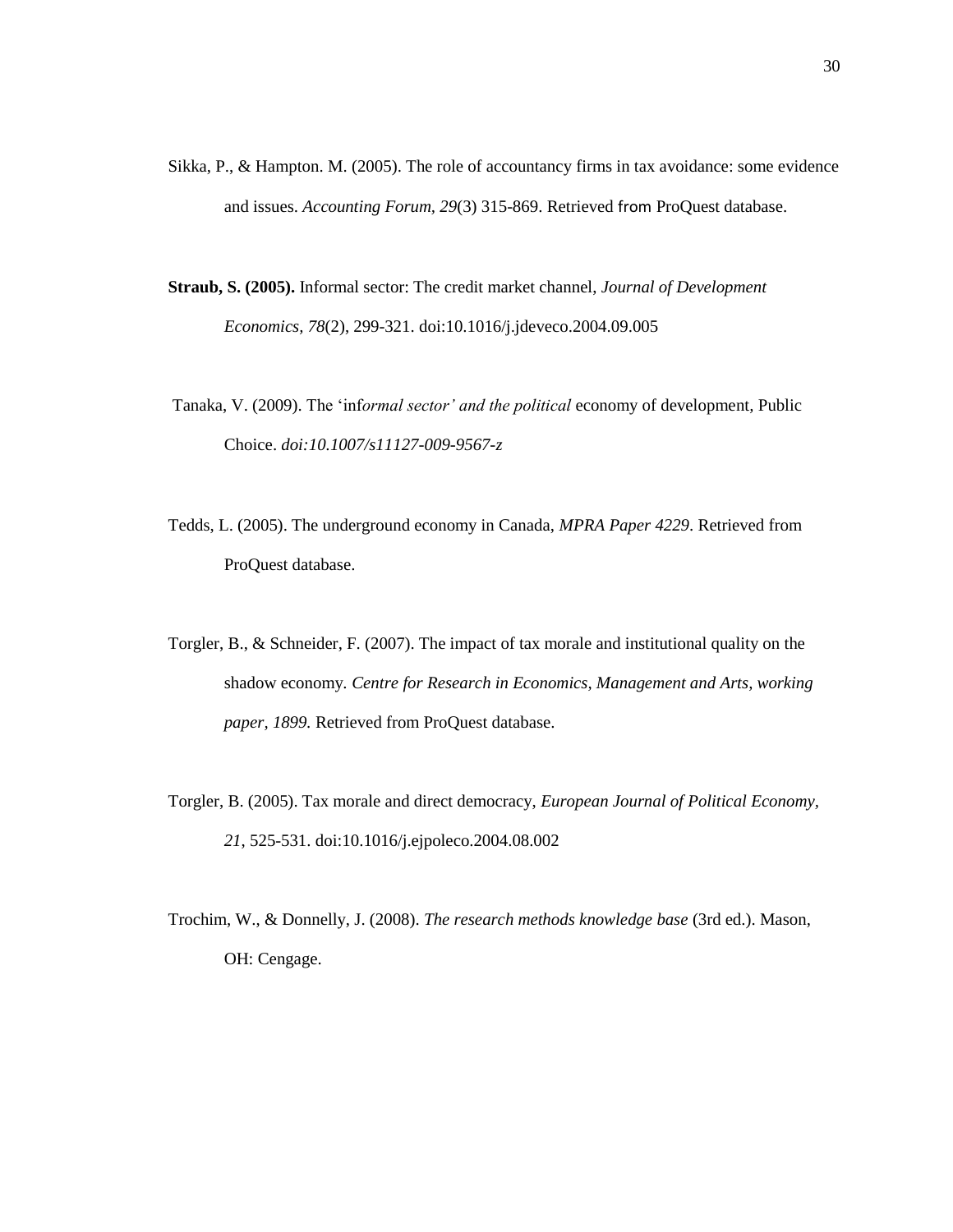Sikka, P., & Hampton. M. (2005). The role of accountancy firms in tax avoidance: some evidence and issues. *Accounting Forum, 29*(3) 315-869. Retrieved from ProQuest database.

**Straub, S. (2005).** Informal sector: The credit market channel, *Journal of Development Economics, 78*(2), 299-321. doi:10.1016/j.jdeveco.2004.09.005

Tanaka, V. (2009). The 'inf*ormal sector' and the political* economy of development, Public Choice. *doi:10.1007/s11127-009-9567-z*

Tedds, L. (2005). The underground economy in Canada, *MPRA Paper 4229*. Retrieved from ProQuest database.

Torgler, B., & Schneider, F. (2007). The impact of tax morale and institutional quality on the shadow economy. *Centre for Research in Economics, Management and Arts, working paper, 1899.* Retrieved from ProQuest database.

Torgler, B. (2005). Tax morale and direct democracy, *European Journal of Political Economy, 21*, 525-531. doi:10.1016/j.ejpoleco.2004.08.002

Trochim, W., & Donnelly, J. (2008). *The research methods knowledge base* (3rd ed.). Mason, OH: Cengage.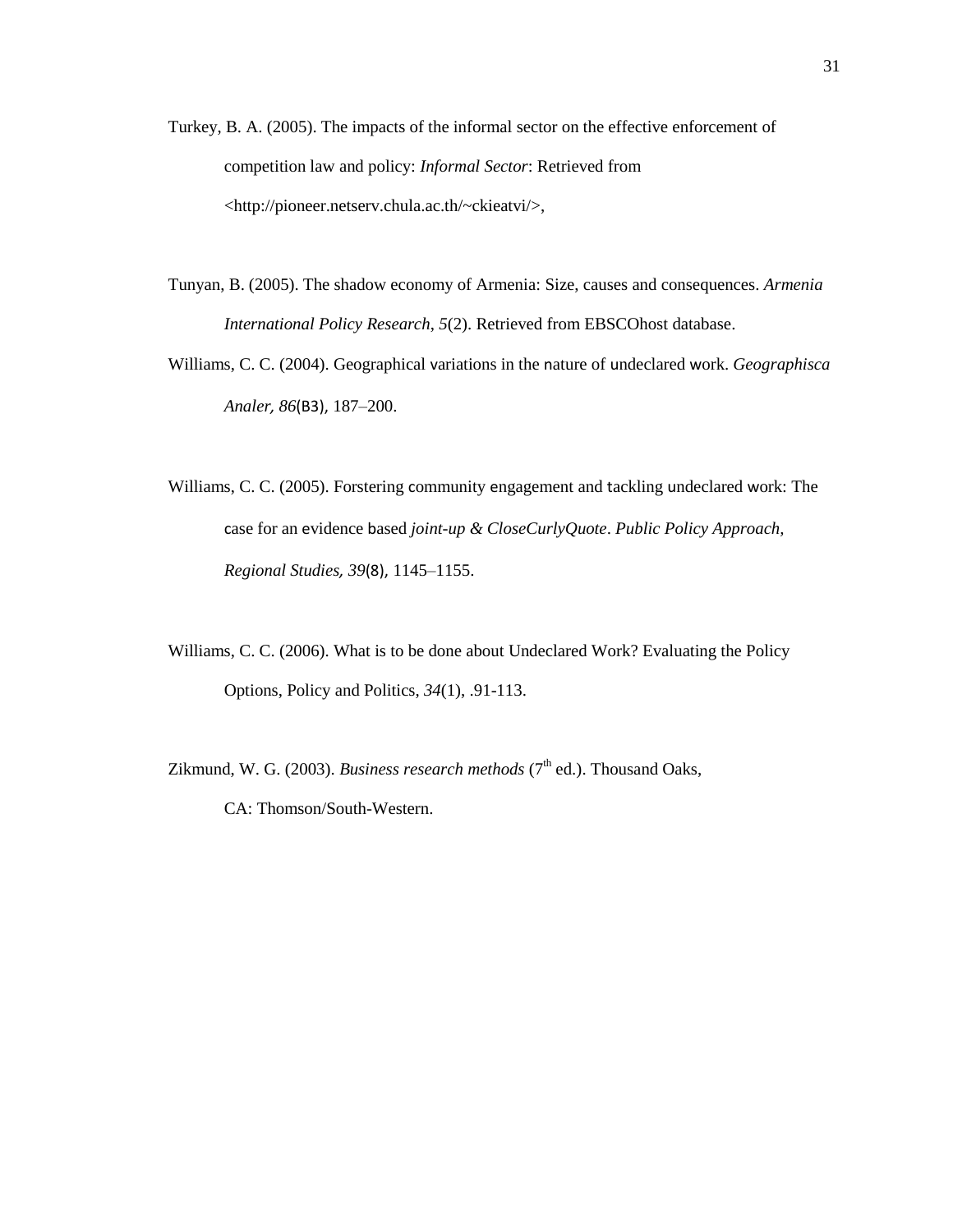Turkey, B. A. (2005). The impacts of the informal sector on the effective enforcement of competition law and policy: *Informal Sector*: Retrieved from <http://pioneer.netserv.chula.ac.th/~ckieatvi/>,

Tunyan, B. (2005). The shadow economy of Armenia: Size, causes and consequences. *Armenia International Policy Research*, *5*(2). Retrieved from EBSCOhost database.

Williams, C. C. (2004). Geographical variations in the nature of undeclared work. *Geographisca Analer, 86*(B3), 187–200.

Williams, C. C. (2005). Forstering community engagement and tackling undeclared work: The case for an evidence based *joint-up & CloseCurlyQuote*. *Public Policy Approach, Regional Studies, 39*(8), 1145–1155.

Williams, C. C. (2006). What is to be done about Undeclared Work? Evaluating the Policy Options, Policy and Politics, *34*(1), .91-113.

Zikmund, W. G. (2003). *Business research methods* (7th ed.). Thousand Oaks, CA: Thomson/South-Western.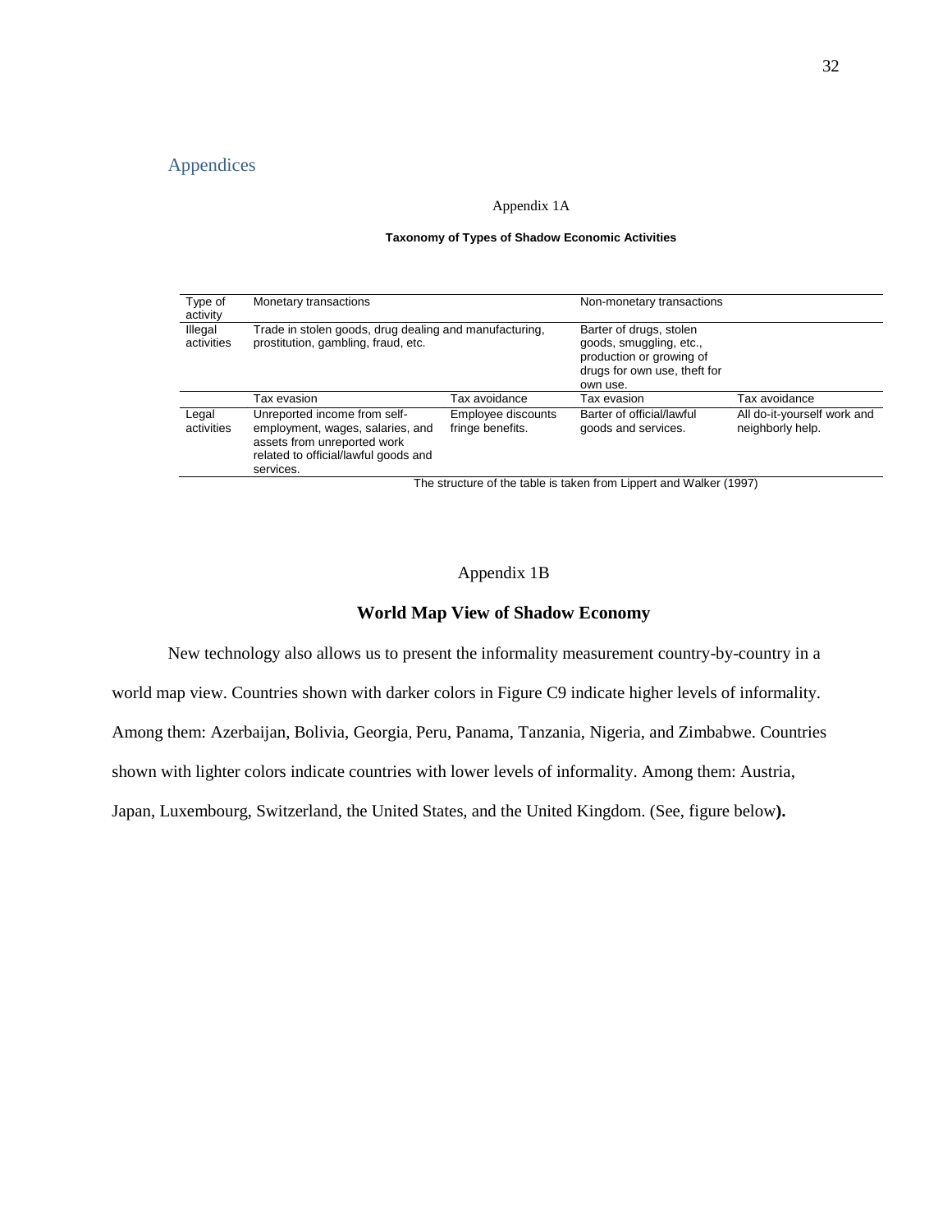## Appendices

Appendix 1A

**Taxonomy of Types of Shadow Economic Activities**

| Type of activity | Monetary transactions | | Non-monetary transactions | |
|---|---|---|---|---|
| Illegal activities | Trade in stolen goods, drug dealing and manufacturing, prostitution, gambling, fraud, etc. | | Barter of drugs, stolen goods, smuggling, etc., production or growing of drugs for own use, theft for own use. | |
| | Tax evasion | Tax avoidance | Tax evasion | Tax avoidance |
| Legal activities | Unreported income from self-employment, wages, salaries, and assets from unreported work related to official/lawful goods and services. | Employee discounts fringe benefits. | Barter of official/lawful goods and services. | All do-it-yourself work and neighborly help. |

The structure of the table is taken from Lippert and Walker (1997)

Appendix 1B

**World Map View of Shadow Economy**

New technology also allows us to present the informality measurement country-by-country in a world map view. Countries shown with darker colors in Figure C9 indicate higher levels of informality. Among them: Azerbaijan, Bolivia, Georgia, Peru, Panama, Tanzania, Nigeria, and Zimbabwe. Countries shown with lighter colors indicate countries with lower levels of informality. Among them: Austria, Japan, Luxembourg, Switzerland, the United States, and the United Kingdom. (See, figure below**).**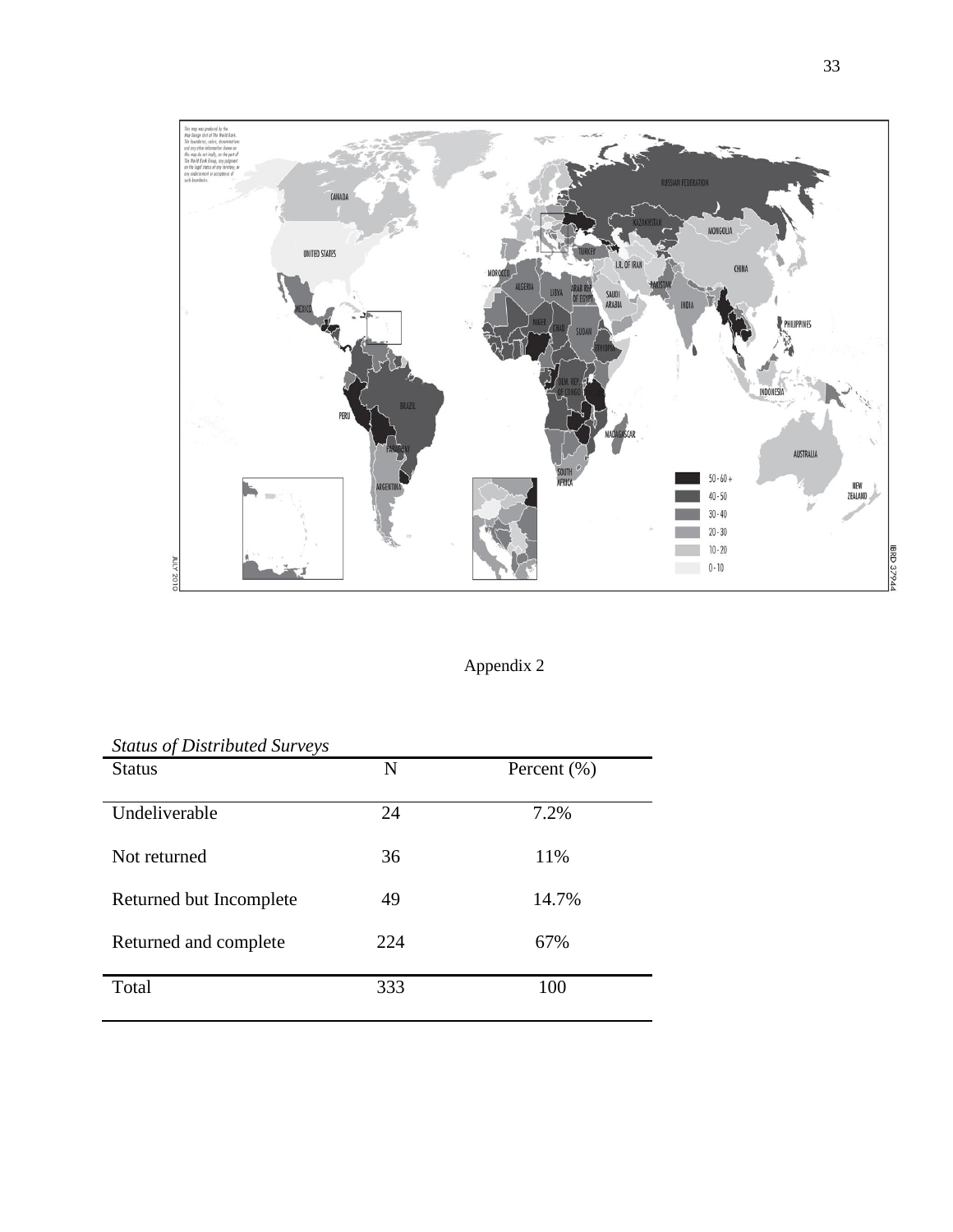Appendix 2

*Status of Distributed Surveys*

| Status | N | Percent (%) |
|---|---|---|
| Undeliverable | 24 | 7.2% |
| Not returned | 36 | 11% |
| Returned but Incomplete | 49 | 14.7% |
| Returned and complete | 224 | 67% |
| Total | 333 | 100 |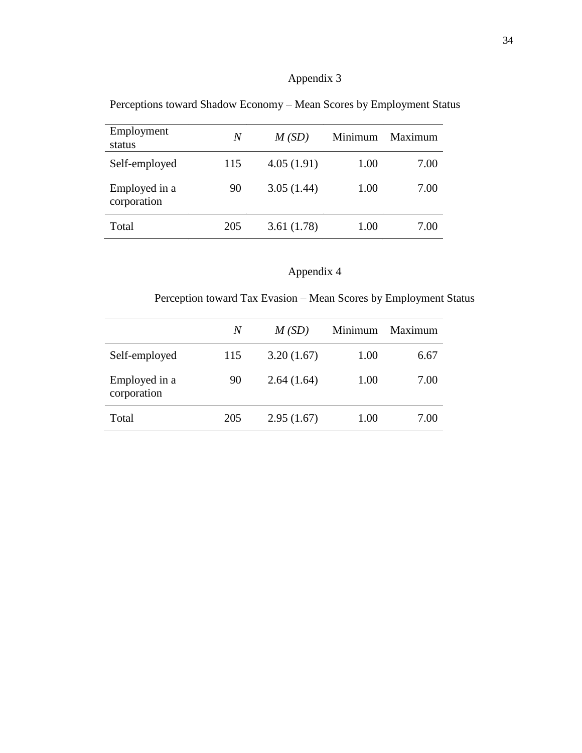# Appendix 3

Perceptions toward Shadow Economy – Mean Scores by Employment Status

| Employment status | *N* | *M (SD)* | Minimum | Maximum |
|---|---|---|---|---|
| Self-employed | 115 | 4.05 (1.91) | 1.00 | 7.00 |
| Employed in a corporation | 90 | 3.05 (1.44) | 1.00 | 7.00 |
| Total | 205 | 3.61 (1.78) | 1.00 | 7.00 |

# Appendix 4

Perception toward Tax Evasion – Mean Scores by Employment Status

| | *N* | *M (SD)* | Minimum | Maximum |
|---|---|---|---|---|
| Self-employed | 115 | 3.20 (1.67) | 1.00 | 6.67 |
| Employed in a corporation | 90 | 2.64 (1.64) | 1.00 | 7.00 |
| Total | 205 | 2.95 (1.67) | 1.00 | 7.00 |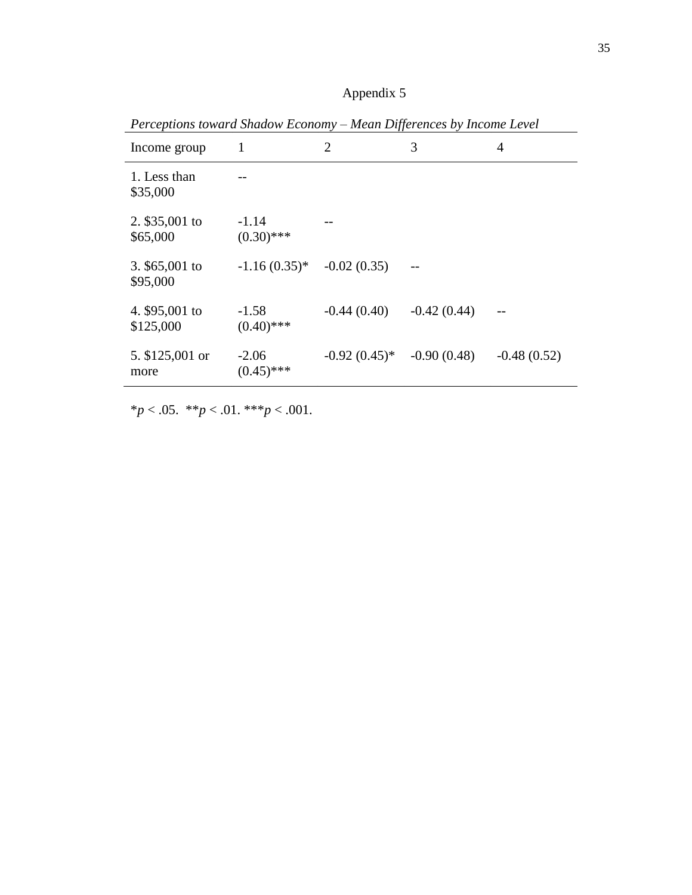Appendix 5

*Perceptions toward Shadow Economy – Mean Differences by Income Level*

| Income group | 1 | 2 | 3 | 4 |
|---|---|---|---|---|
| 1. Less than $35,000 | -- | | | |
| 2. $35,001 to $65,000 | -1.14 (0.30)*** | -- | | |
| 3. $65,001 to $95,000 | -1.16 (0.35)* | -0.02 (0.35) | -- | |
| 4. $95,001 to $125,000 | -1.58 (0.40)*** | -0.44 (0.40) | -0.42 (0.44) | -- |
| 5. $125,001 or more | -2.06 (0.45)*** | -0.92 (0.45)* | -0.90 (0.48) | -0.48 (0.52) |

*$p < .05$. **$p < .01$. ***$p < .001$.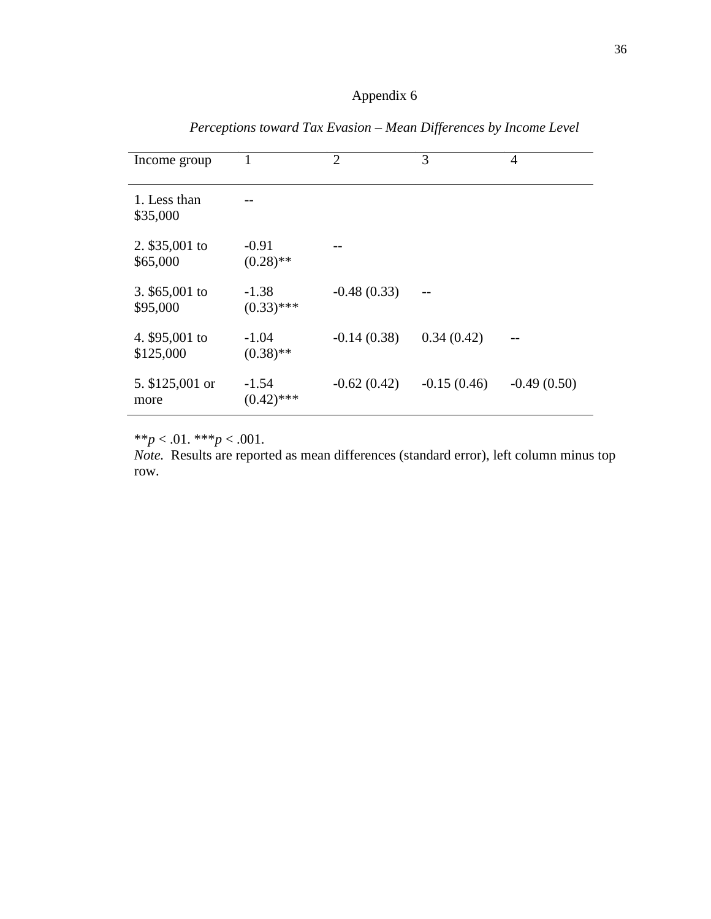Appendix 6

*Perceptions toward Tax Evasion – Mean Differences by Income Level*

| Income group | 1 | 2 | 3 | 4 |
|---|---|---|---|---|
| 1. Less than $35,000 | -- | | | |
| 2. $35,001 to $65,000 | -0.91 (0.28)** | -- | | |
| 3. $65,001 to $95,000 | -1.38 (0.33)*** | -0.48 (0.33) | -- | |
| 4. $95,001 to $125,000 | -1.04 (0.38)** | -0.14 (0.38) | 0.34 (0.42) | -- |
| 5. $125,001 or more | -1.54 (0.42)*** | -0.62 (0.42) | -0.15 (0.46) | -0.49 (0.50) |

**$p < .01$. ***$p < .001$.
*Note.* Results are reported as mean differences (standard error), left column minus top row.